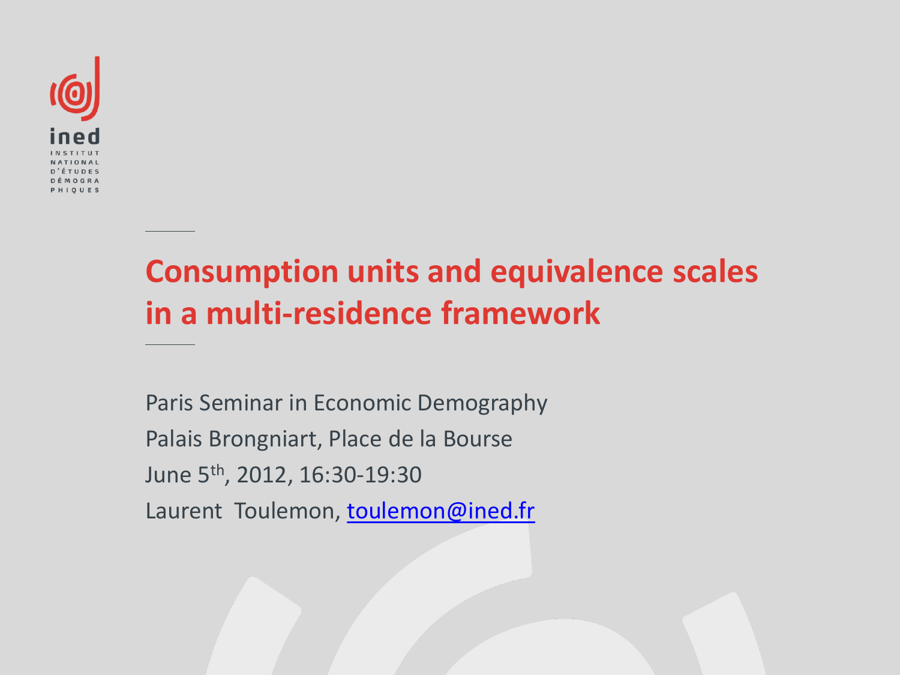ined

INSTITUT NATIONAL D'ÉTUDES DÉMOGRAPHIQUES

# Consumption units and equivalence scales in a multi-residence framework

Paris Seminar in Economic Demography

Palais Brongniart, Place de la Bourse

June 5th, 2012, 16:30-19:30

Laurent Toulemon, toulemon@ined.fr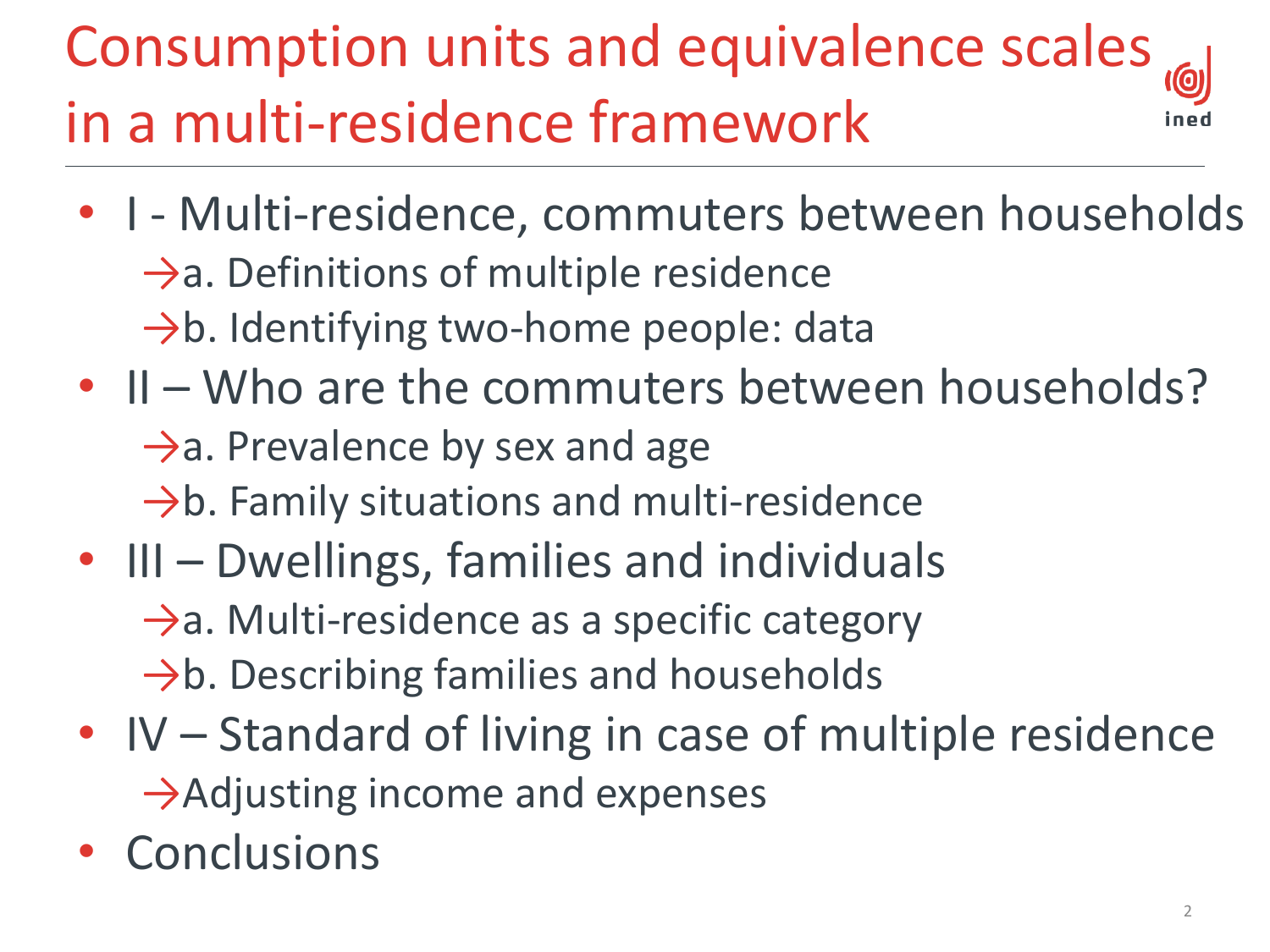# Consumption units and equivalence scales in a multi-residence framework

- I - Multi-residence, commuters between households
  - →a. Definitions of multiple residence
  - →b. Identifying two-home people: data
- II – Who are the commuters between households?
  - →a. Prevalence by sex and age
  - →b. Family situations and multi-residence
- III – Dwellings, families and individuals
  - →a. Multi-residence as a specific category
  - →b. Describing families and households
- IV – Standard of living in case of multiple residence
  - →Adjusting income and expenses
- Conclusions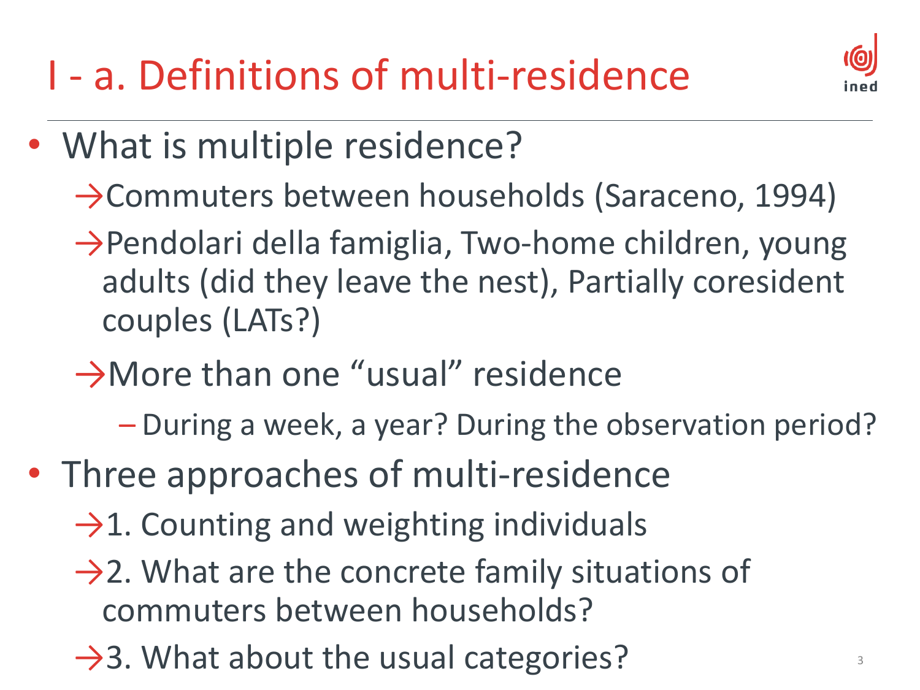# I - a. Definitions of multi-residence

- What is multiple residence?
  - →Commuters between households (Saraceno, 1994)
  - →Pendolari della famiglia, Two-home children, young adults (did they leave the nest), Partially coresident couples (LATs?)
  - →More than one "usual" residence
    - – During a week, a year? During the observation period?
- Three approaches of multi-residence
  - →1. Counting and weighting individuals
  - →2. What are the concrete family situations of commuters between households?
  - →3. What about the usual categories?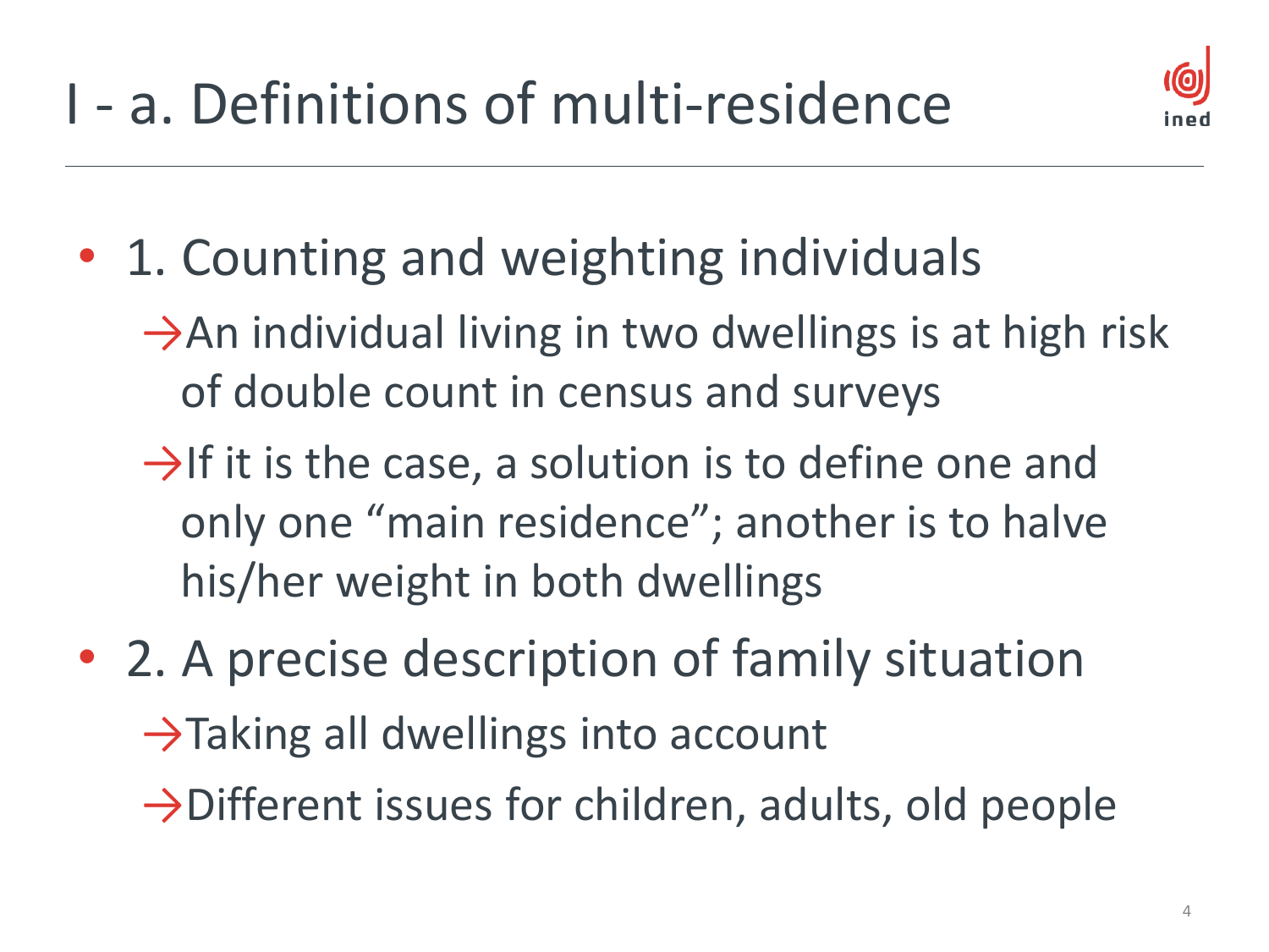# I - a. Definitions of multi-residence

- 1. Counting and weighting individuals
  - →An individual living in two dwellings is at high risk of double count in census and surveys
  - →If it is the case, a solution is to define one and only one "main residence"; another is to halve his/her weight in both dwellings
- 2. A precise description of family situation
  - →Taking all dwellings into account
  - →Different issues for children, adults, old people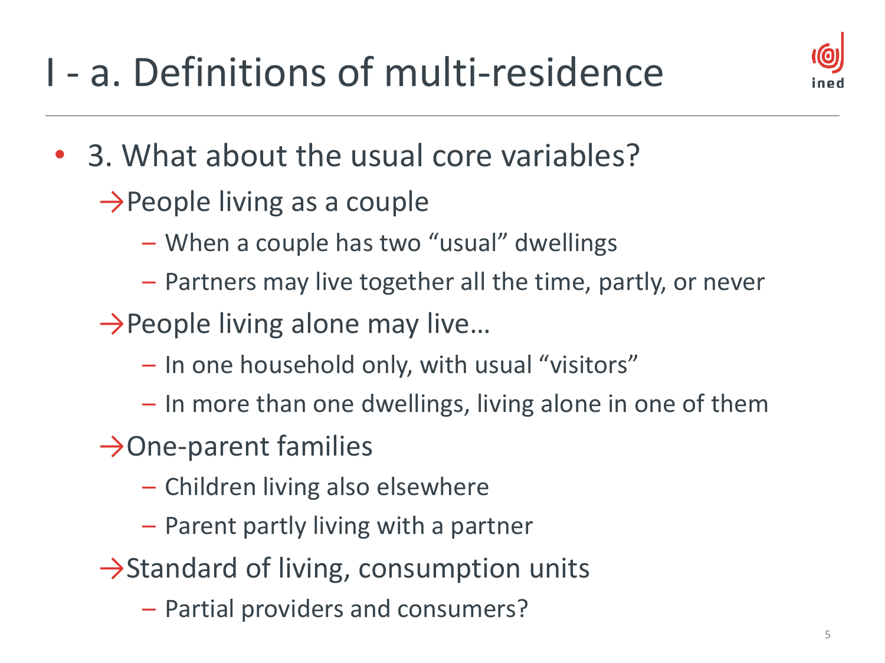# I - a. Definitions of multi-residence

- 3. What about the usual core variables?
  - →People living as a couple
    - – When a couple has two “usual” dwellings
    - – Partners may live together all the time, partly, or never
  - →People living alone may live…
    - – In one household only, with usual “visitors”
    - – In more than one dwellings, living alone in one of them
  - →One-parent families
    - – Children living also elsewhere
    - – Parent partly living with a partner
  - →Standard of living, consumption units
    - – Partial providers and consumers?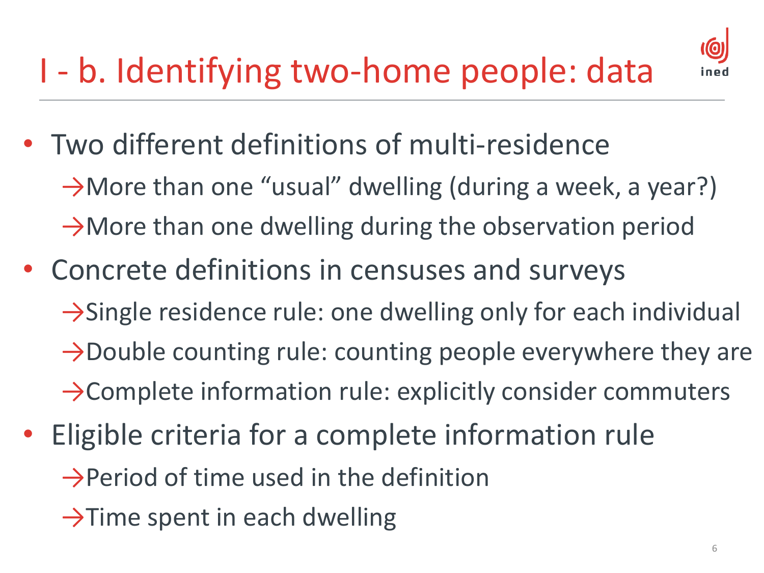# I - b. Identifying two-home people: data

- Two different definitions of multi-residence
  - →More than one "usual" dwelling (during a week, a year?)
  - →More than one dwelling during the observation period
- Concrete definitions in censuses and surveys
  - →Single residence rule: one dwelling only for each individual
  - →Double counting rule: counting people everywhere they are
  - →Complete information rule: explicitly consider commuters
- Eligible criteria for a complete information rule
  - →Period of time used in the definition
  - →Time spent in each dwelling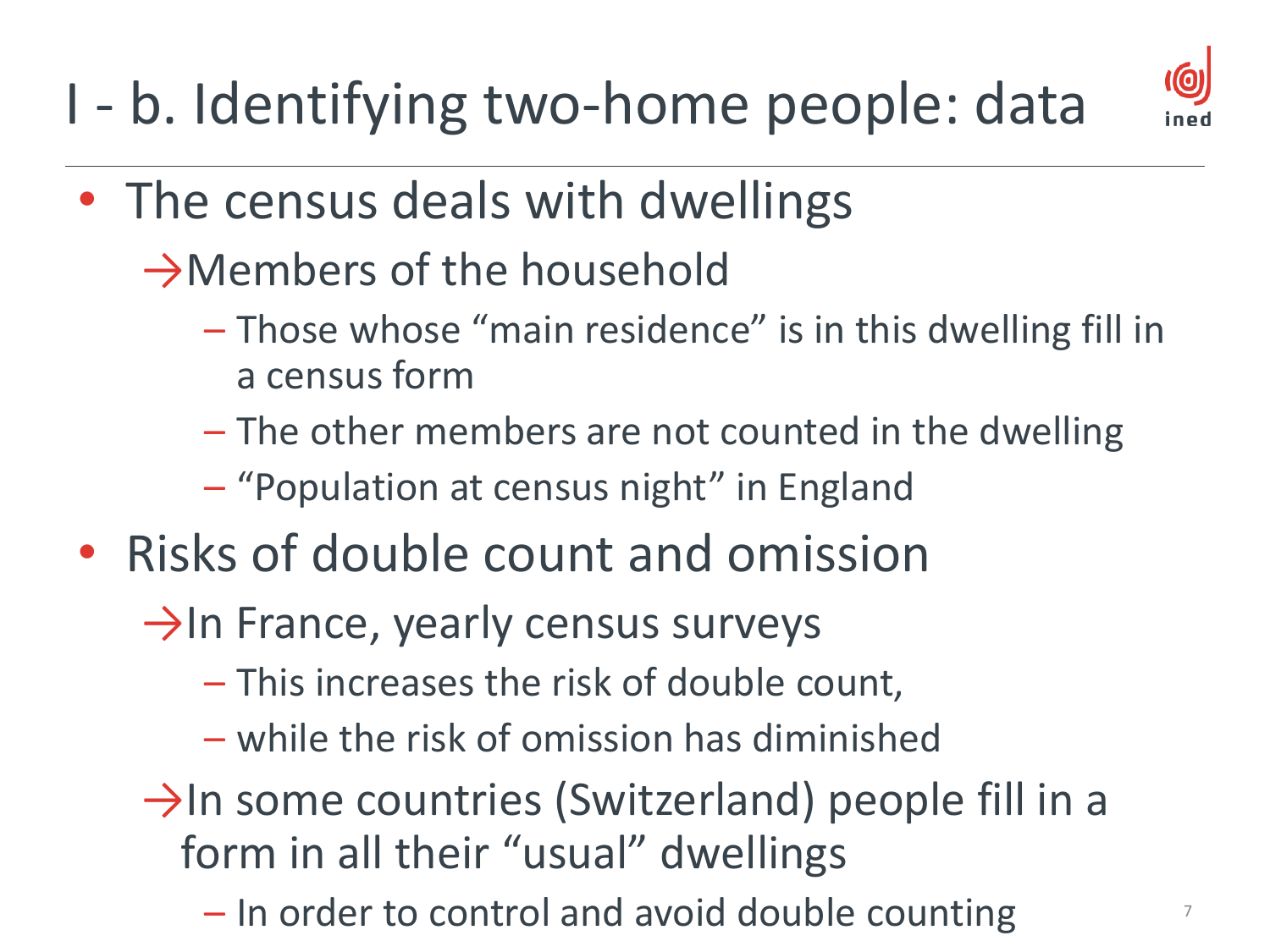# I - b. Identifying two-home people: data

- The census deals with dwellings
  - →Members of the household
    - Those whose "main residence" is in this dwelling fill in a census form
    - The other members are not counted in the dwelling
    - "Population at census night" in England
- Risks of double count and omission
  - →In France, yearly census surveys
    - This increases the risk of double count,
    - while the risk of omission has diminished
  - →In some countries (Switzerland) people fill in a form in all their "usual" dwellings
    - In order to control and avoid double counting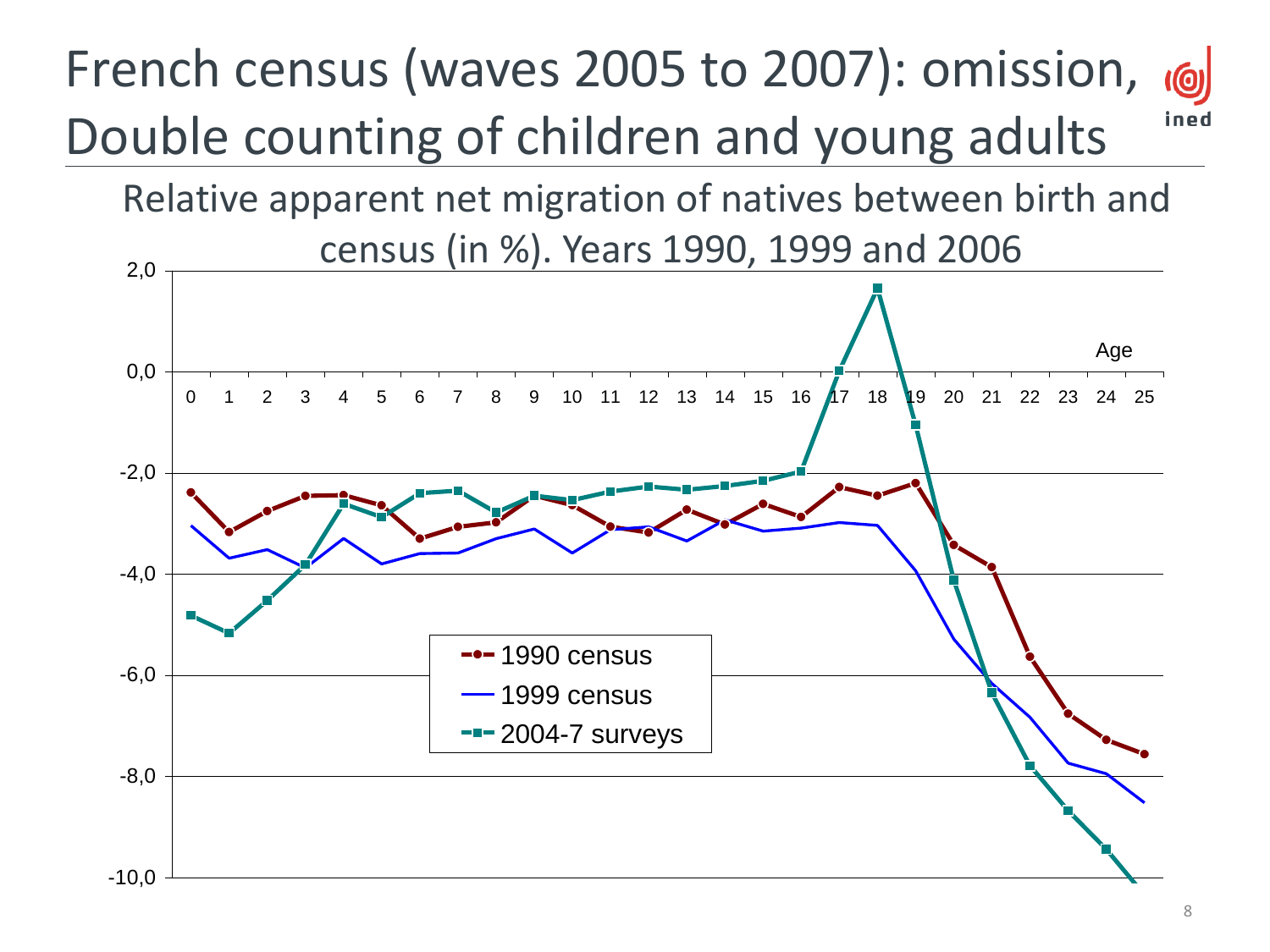# French census (waves 2005 to 2007): omission, Double counting of children and young adults

Relative apparent net migration of natives between birth and census (in %). Years 1990, 1999 and 2006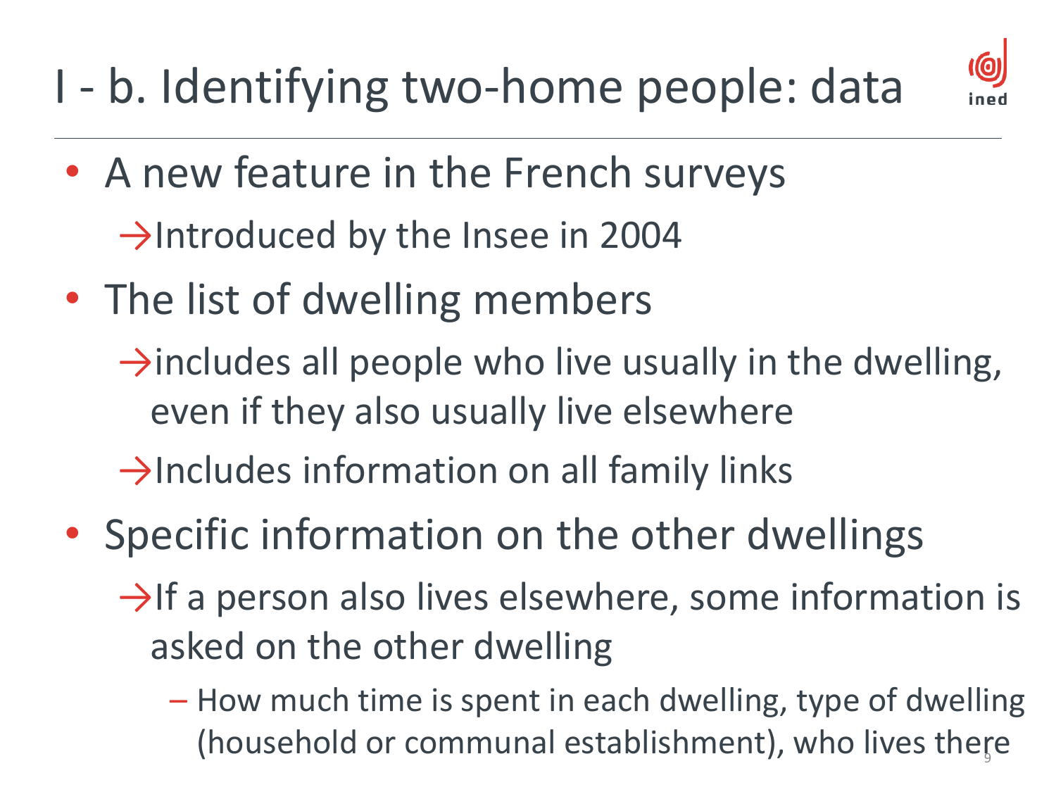# I - b. Identifying two-home people: data

- A new feature in the French surveys
  - → Introduced by the Insee in 2004
- The list of dwelling members
  - → includes all people who live usually in the dwelling, even if they also usually live elsewhere
  - → Includes information on all family links
- Specific information on the other dwellings
  - → If a person also lives elsewhere, some information is asked on the other dwelling
    - – How much time is spent in each dwelling, type of dwelling (household or communal establishment), who lives there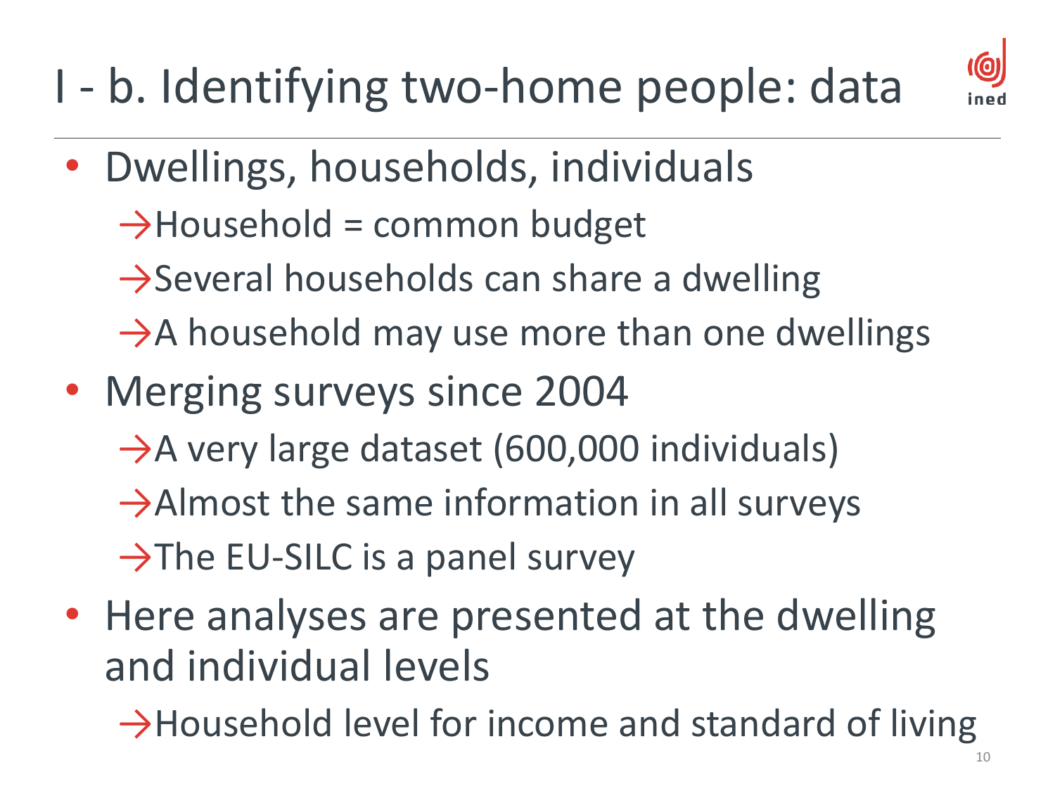# I - b. Identifying two-home people: data

- Dwellings, households, individuals
  - →Household = common budget
  - →Several households can share a dwelling
  - →A household may use more than one dwellings
- Merging surveys since 2004
  - →A very large dataset (600,000 individuals)
  - →Almost the same information in all surveys
  - →The EU-SILC is a panel survey
- Here analyses are presented at the dwelling and individual levels
  - →Household level for income and standard of living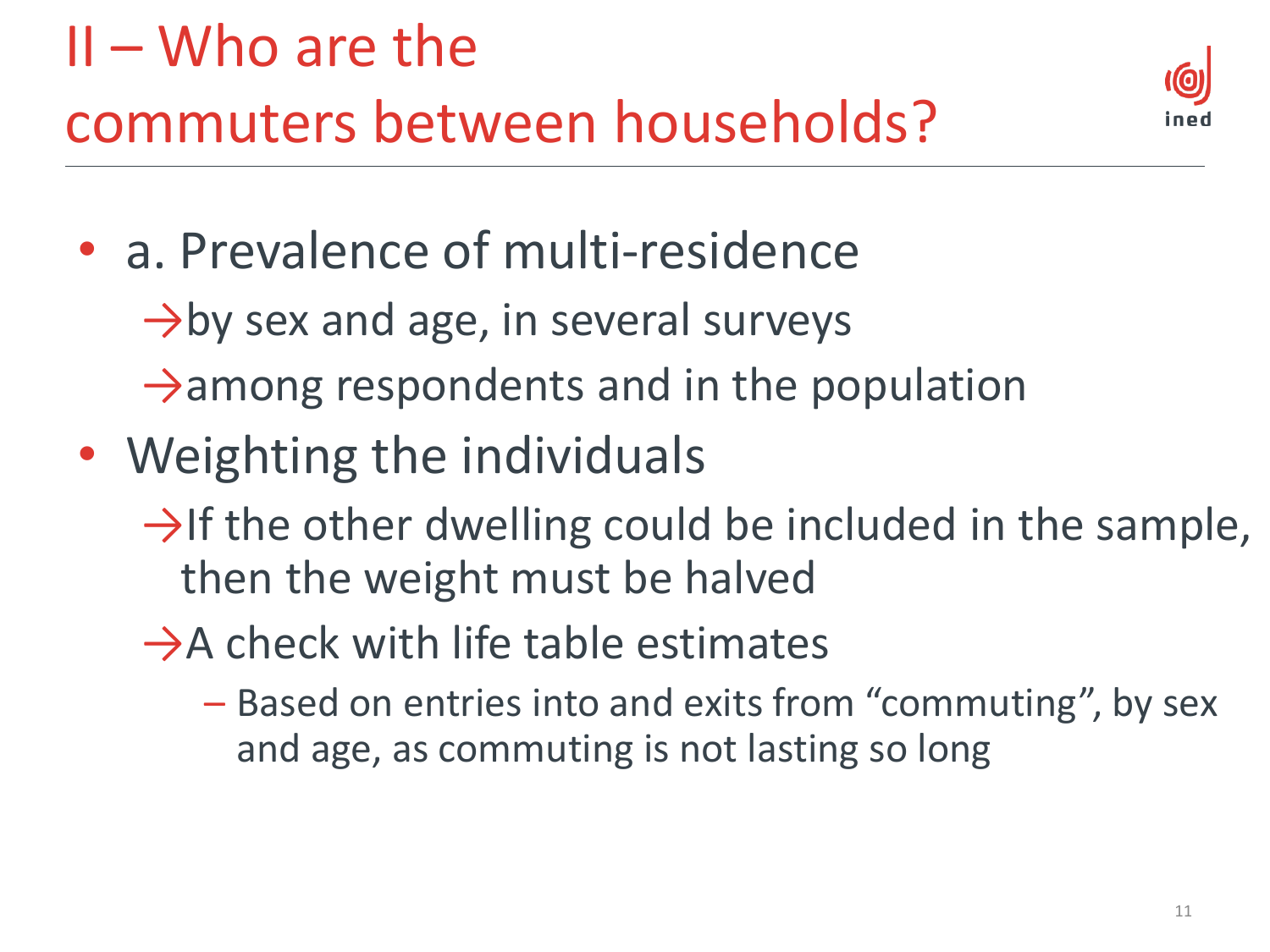# II – Who are the commuters between households?

- a. Prevalence of multi-residence
  - →by sex and age, in several surveys
  - →among respondents and in the population
- Weighting the individuals
  - →If the other dwelling could be included in the sample, then the weight must be halved
  - →A check with life table estimates
    - – Based on entries into and exits from "commuting", by sex and age, as commuting is not lasting so long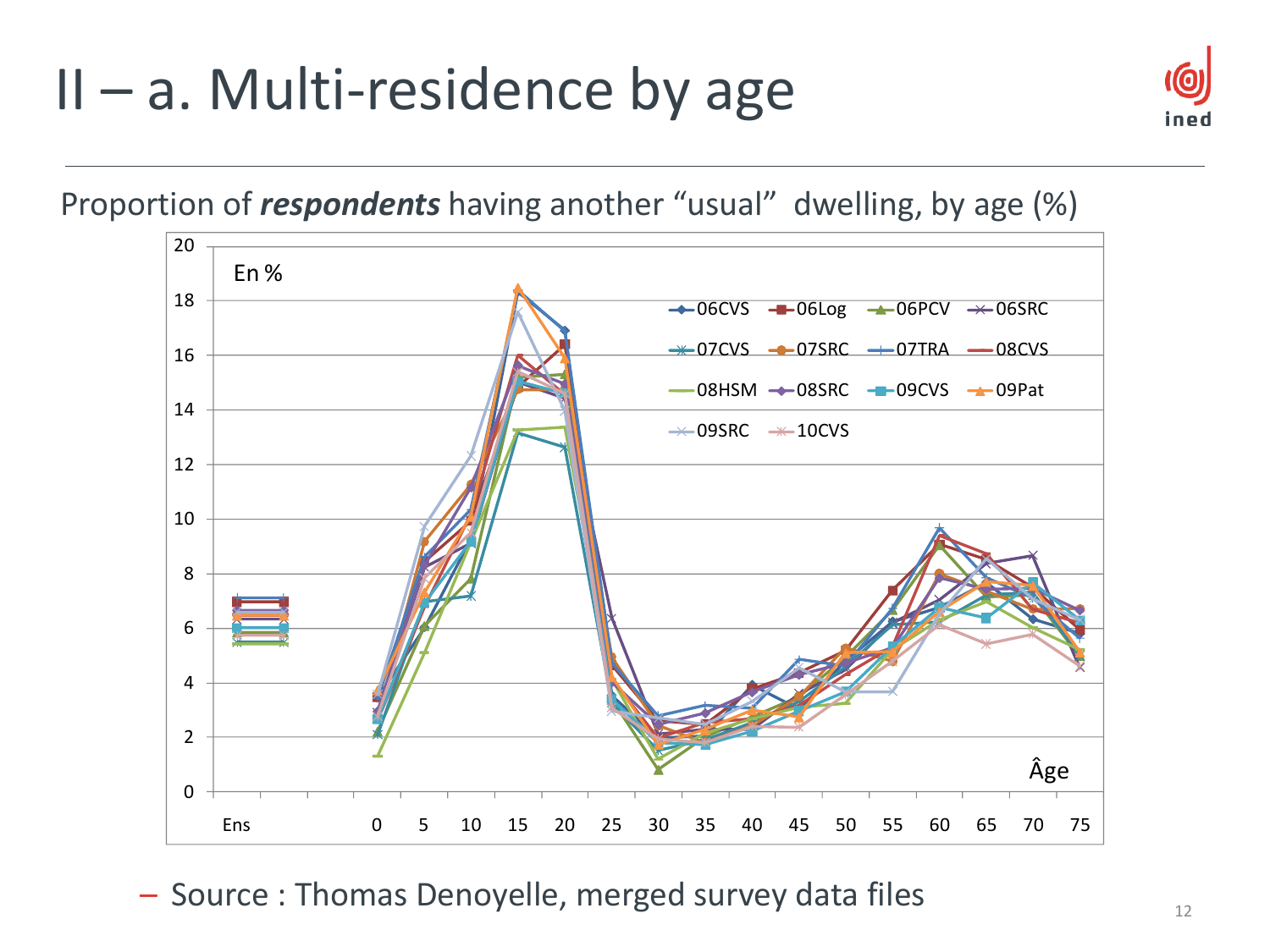# II – a. Multi-residence by age

Proportion of ***respondents*** having another “usual” dwelling, by age (%)

– Source : Thomas Denoyelle, merged survey data files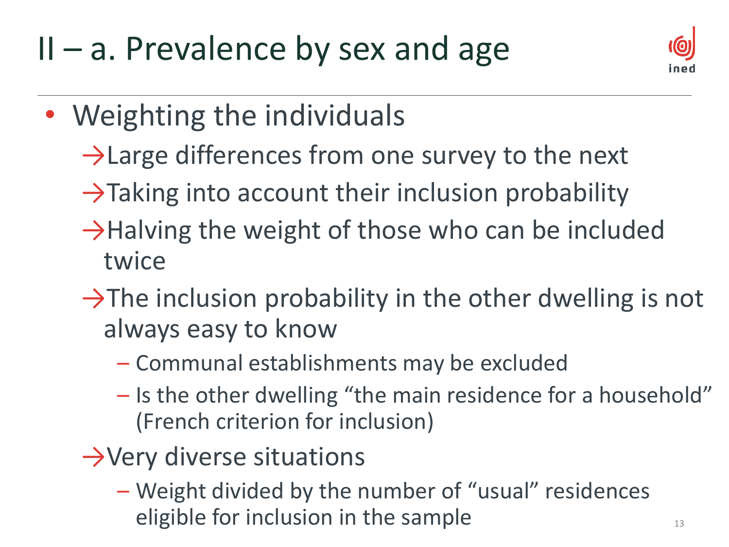# II – a. Prevalence by sex and age

- Weighting the individuals
  - →Large differences from one survey to the next
  - →Taking into account their inclusion probability
  - →Halving the weight of those who can be included twice
  - →The inclusion probability in the other dwelling is not always easy to know
    - – Communal establishments may be excluded
    - – Is the other dwelling "the main residence for a household" (French criterion for inclusion)
  - →Very diverse situations
    - – Weight divided by the number of "usual" residences eligible for inclusion in the sample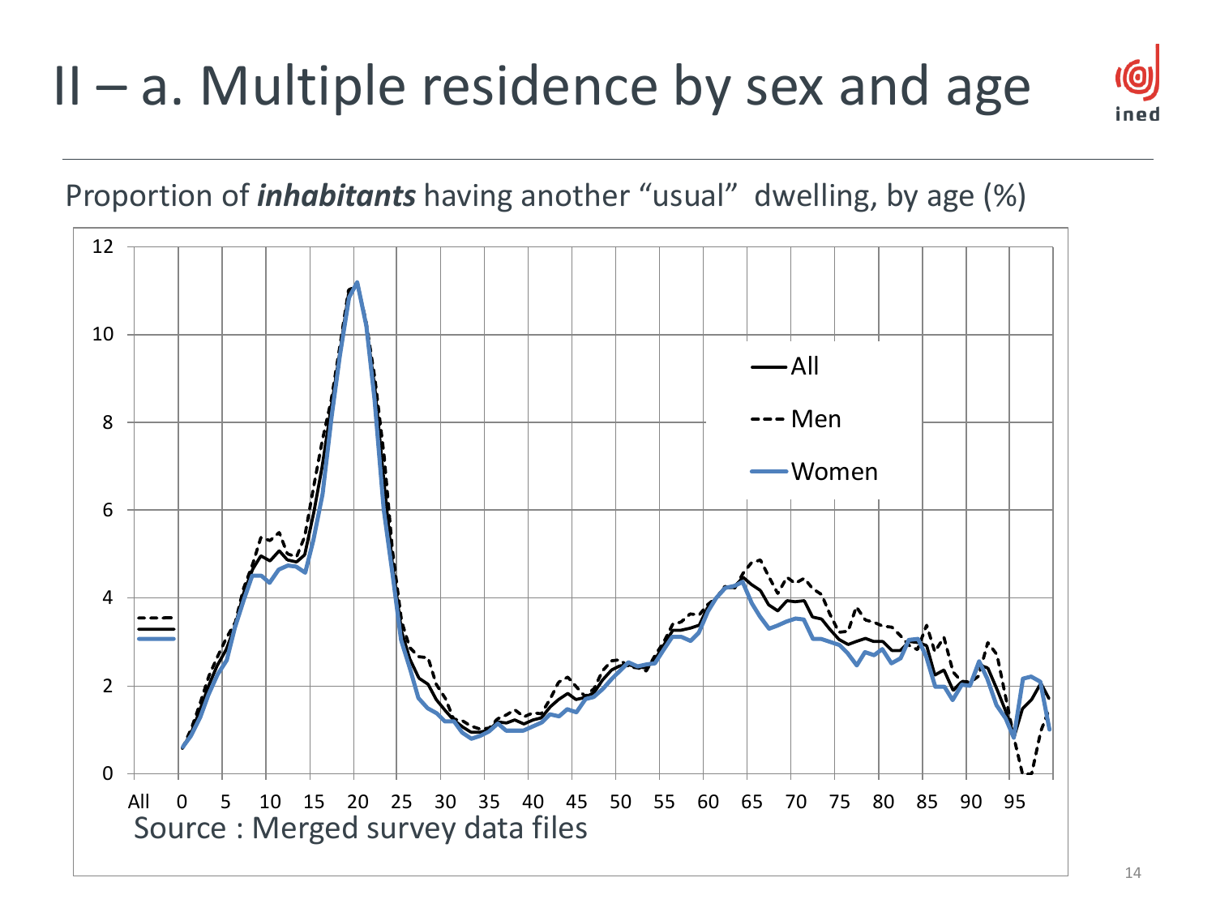# II – a. Multiple residence by sex and age

Proportion of ***inhabitants*** having another "usual" dwelling, by age (%)

Source : Merged survey data files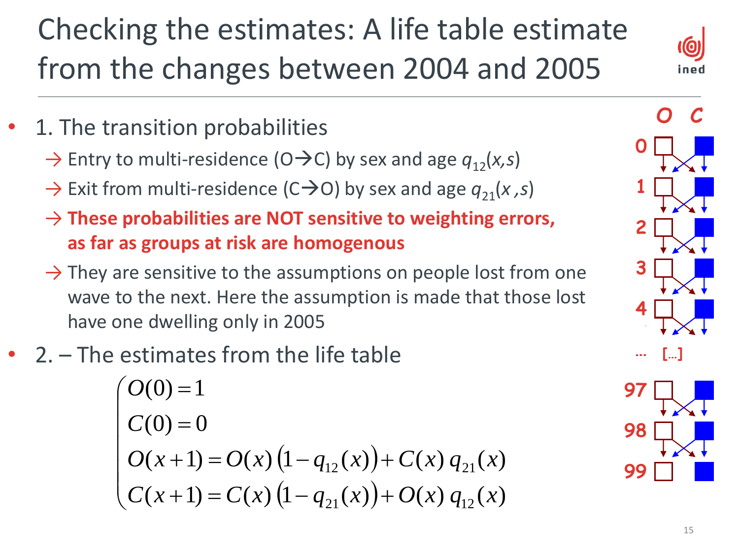# Checking the estimates: A life table estimate from the changes between 2004 and 2005

- 1. The transition probabilities
  - → Entry to multi-residence (O→C) by sex and age $q_{12}(x,s)$
  - → Exit from multi-residence (C→O) by sex and age $q_{21}(x,s)$
  - → **These probabilities are NOT sensitive to weighting errors, as far as groups at risk are homogenous**
  - → They are sensitive to the assumptions on people lost from one wave to the next. Here the assumption is made that those lost have one dwelling only in 2005
- 2. – The estimates from the life table

$$
\begin{cases}
O(0) = 1 \\
C(0) = 0 \\
O(x+1) = O(x)\left(1 - q_{12}(x)\right) + C(x)\, q_{21}(x) \\
C(x+1) = C(x)\left(1 - q_{21}(x)\right) + O(x)\, q_{12}(x)
\end{cases}
$$

*O C*

0
1
2
3
4
... [...]
97
98
99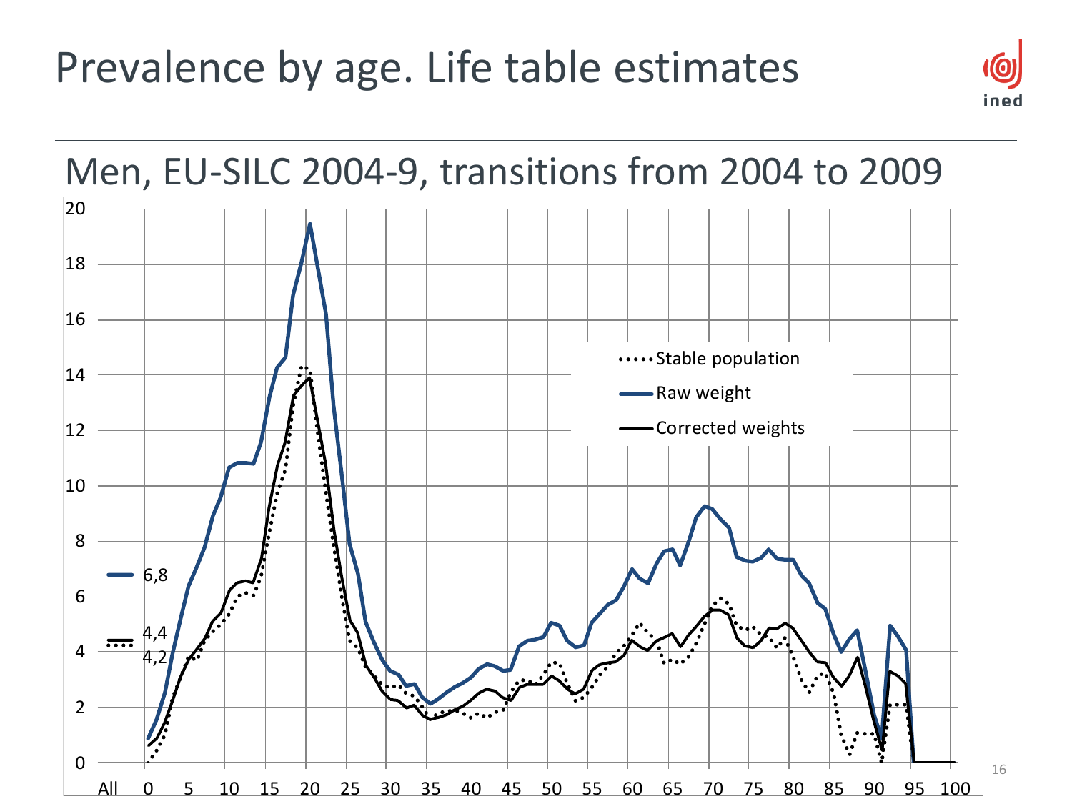# Prevalence by age. Life table estimates

## Men, EU-SILC 2004-9, transitions from 2004 to 2009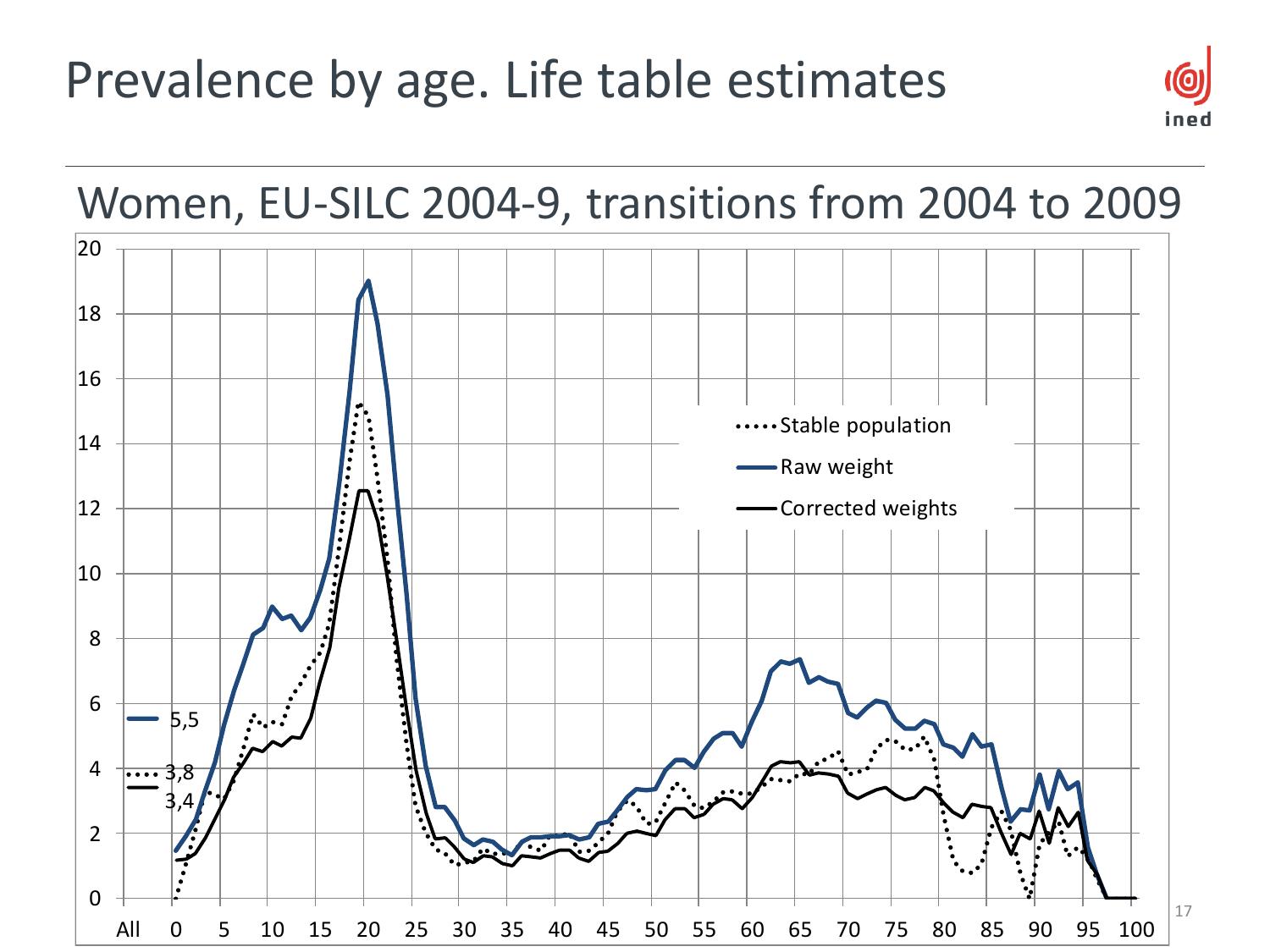# Prevalence by age. Life table estimates

## Women, EU-SILC 2004-9, transitions from 2004 to 2009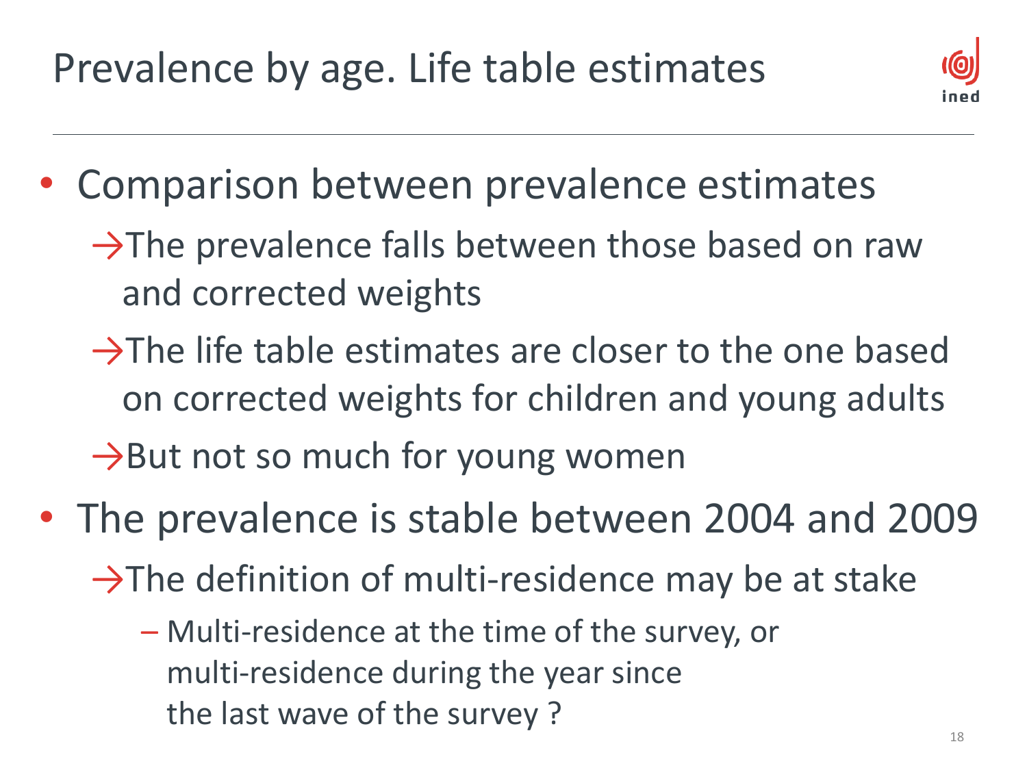# Prevalence by age. Life table estimates

- Comparison between prevalence estimates
  - →The prevalence falls between those based on raw and corrected weights
  - →The life table estimates are closer to the one based on corrected weights for children and young adults
  - →But not so much for young women
- The prevalence is stable between 2004 and 2009
  - →The definition of multi-residence may be at stake
    - – Multi-residence at the time of the survey, or multi-residence during the year since the last wave of the survey ?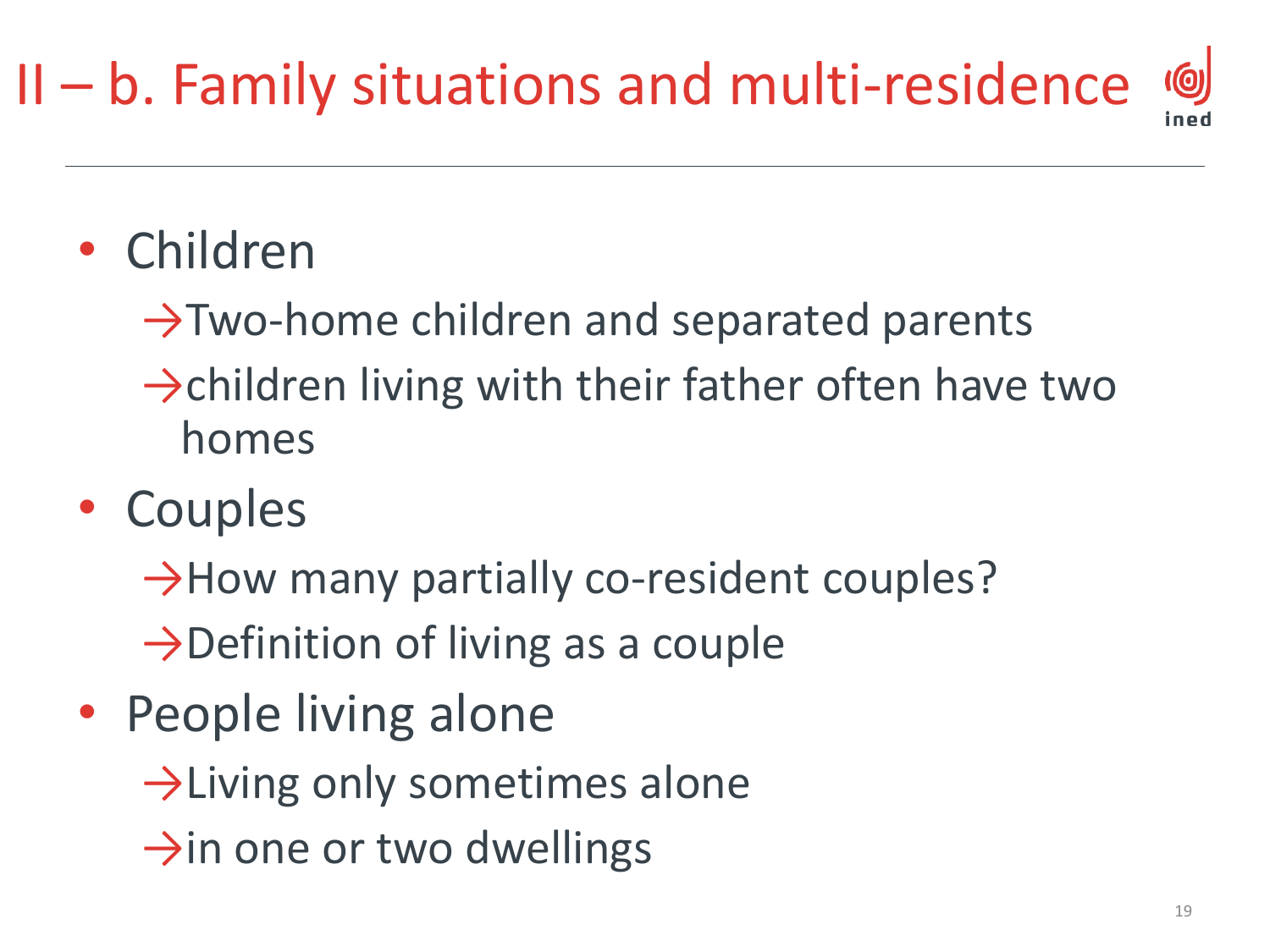# II – b. Family situations and multi-residence

- Children
  - →Two-home children and separated parents
  - →children living with their father often have two homes
- Couples
  - →How many partially co-resident couples?
  - →Definition of living as a couple
- People living alone
  - →Living only sometimes alone
  - →in one or two dwellings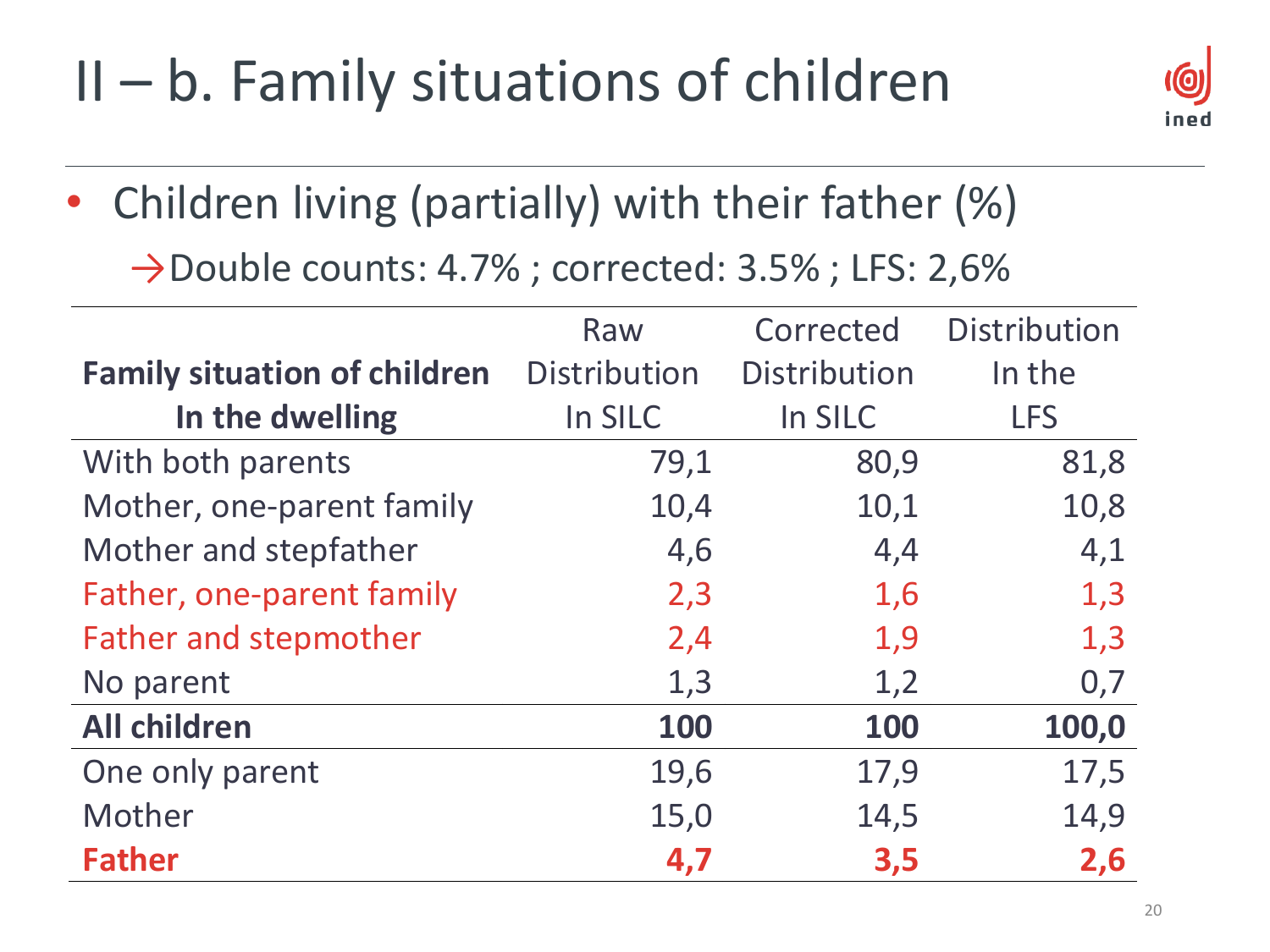# II – b. Family situations of children

- Children living (partially) with their father (%)
  - →Double counts: 4.7% ; corrected: 3.5% ; LFS: 2,6%

| **Family situation of children In the dwelling** | Raw Distribution In SILC | Corrected Distribution In SILC | Distribution In the LFS |
|---|---|---|---|
| With both parents | 79,1 | 80,9 | 81,8 |
| Mother, one-parent family | 10,4 | 10,1 | 10,8 |
| Mother and stepfather | 4,6 | 4,4 | 4,1 |
| Father, one-parent family | 2,3 | 1,6 | 1,3 |
| Father and stepmother | 2,4 | 1,9 | 1,3 |
| No parent | 1,3 | 1,2 | 0,7 |
| **All children** | **100** | **100** | **100,0** |
| One only parent | 19,6 | 17,9 | 17,5 |
| Mother | 15,0 | 14,5 | 14,9 |
| **Father** | **4,7** | **3,5** | **2,6** |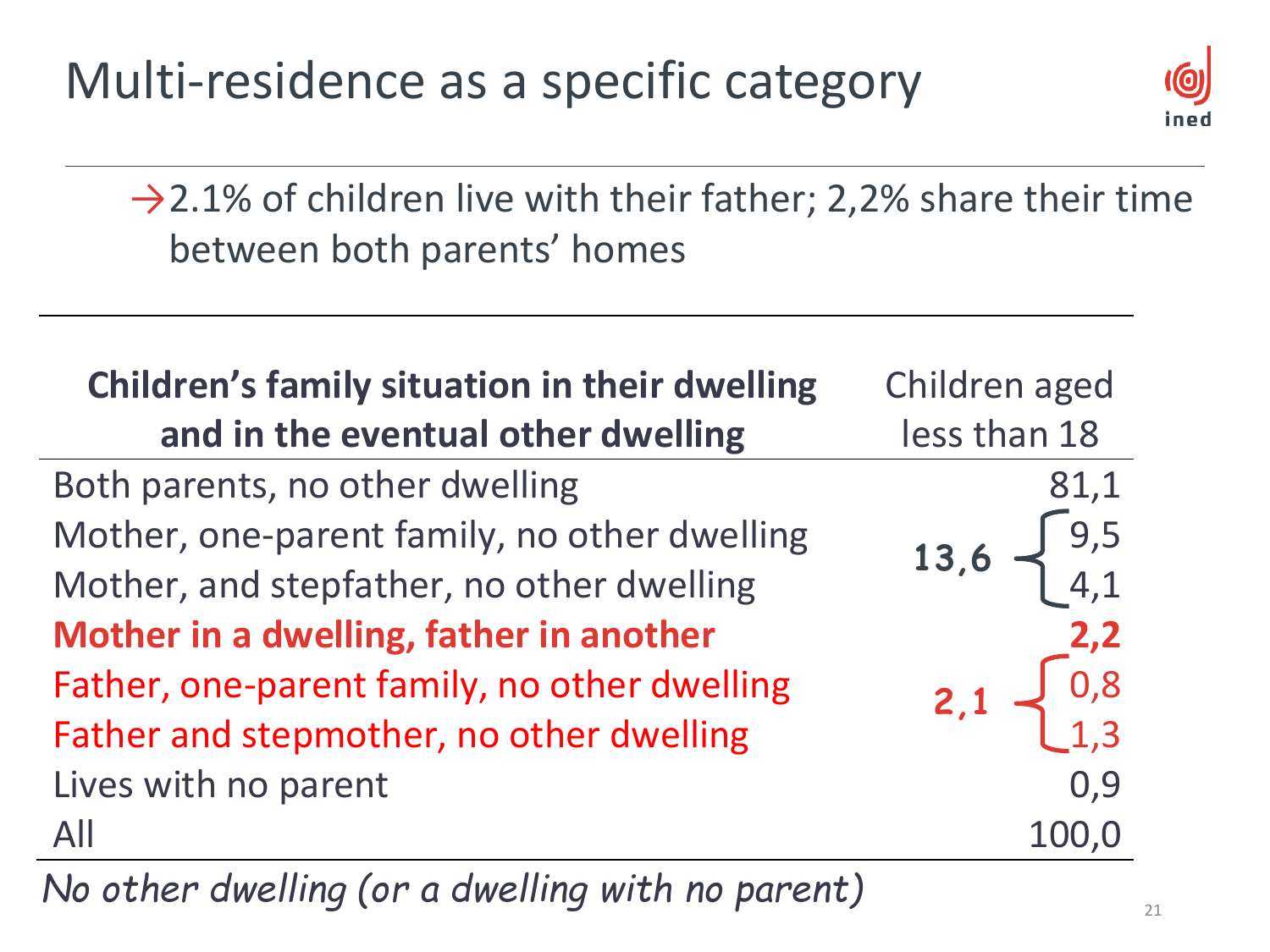# Multi-residence as a specific category

→ 2.1% of children live with their father; 2,2% share their time between both parents' homes

| **Children's family situation in their dwelling and in the eventual other dwelling** | | Children aged less than 18 |
|---|---|---|
| Both parents, no other dwelling | | 81,1 |
| Mother, one-parent family, no other dwelling | **13,6** | 9,5 |
| Mother, and stepfather, no other dwelling | | 4,1 |
| **Mother in a dwelling, father in another** | | **2,2** |
| Father, one-parent family, no other dwelling | **2,1** | 0,8 |
| Father and stepmother, no other dwelling | | 1,3 |
| Lives with no parent | | 0,9 |
| All | | 100,0 |

*No other dwelling (or a dwelling with no parent)*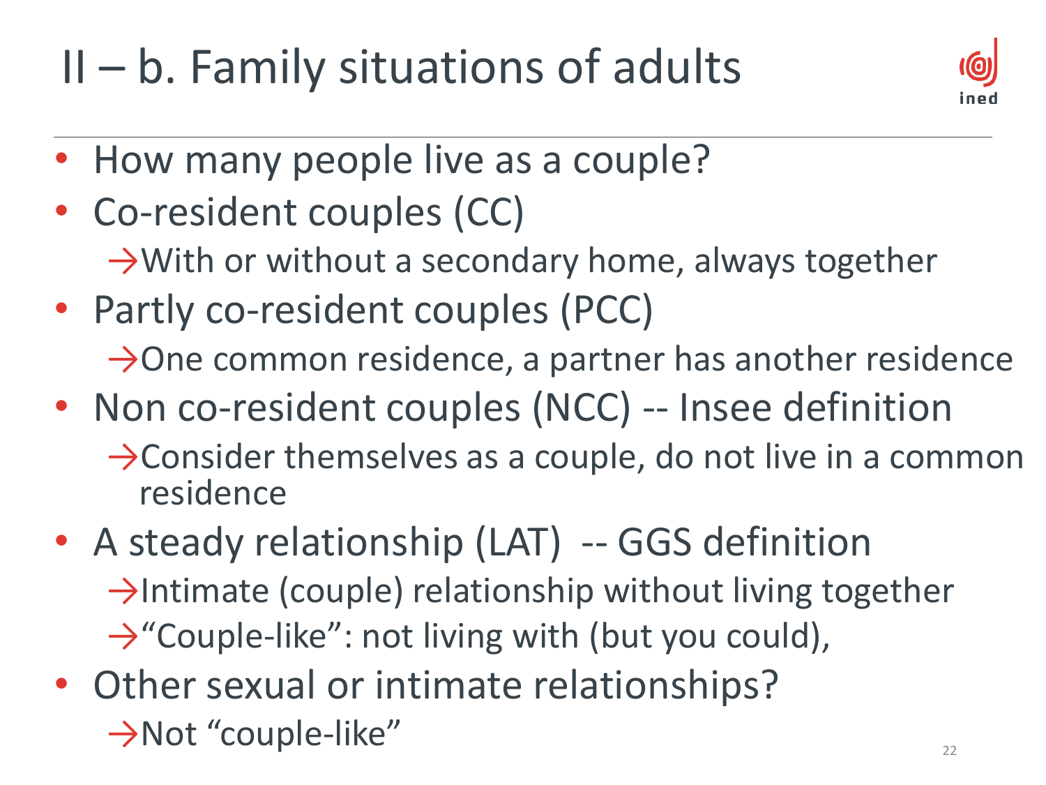# II – b. Family situations of adults

- How many people live as a couple?
- Co-resident couples (CC)
  - →With or without a secondary home, always together
- Partly co-resident couples (PCC)
  - →One common residence, a partner has another residence
- Non co-resident couples (NCC) -- Insee definition
  - →Consider themselves as a couple, do not live in a common residence
- A steady relationship (LAT) -- GGS definition
  - →Intimate (couple) relationship without living together
  - →"Couple-like": not living with (but you could),
- Other sexual or intimate relationships?
  - →Not "couple-like"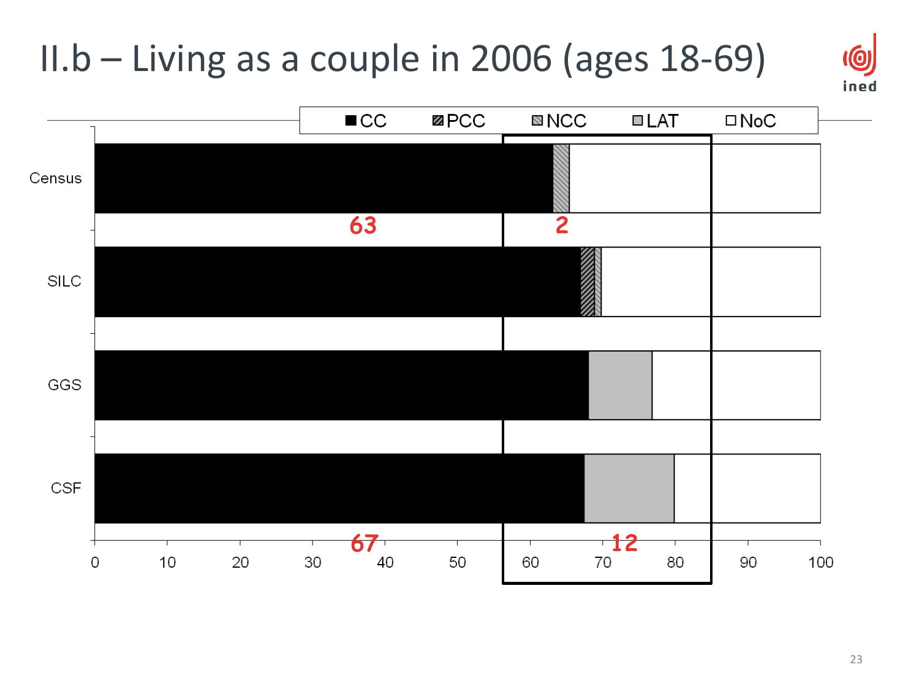# II.b – Living as a couple in 2006 (ages 18-69)

■ CC ▨ PCC ▧ NCC ▢ LAT □ NoC

Census: 63, 2

SILC

GGS

CSF: 67, 12

0 10 20 30 40 50 60 70 80 90 100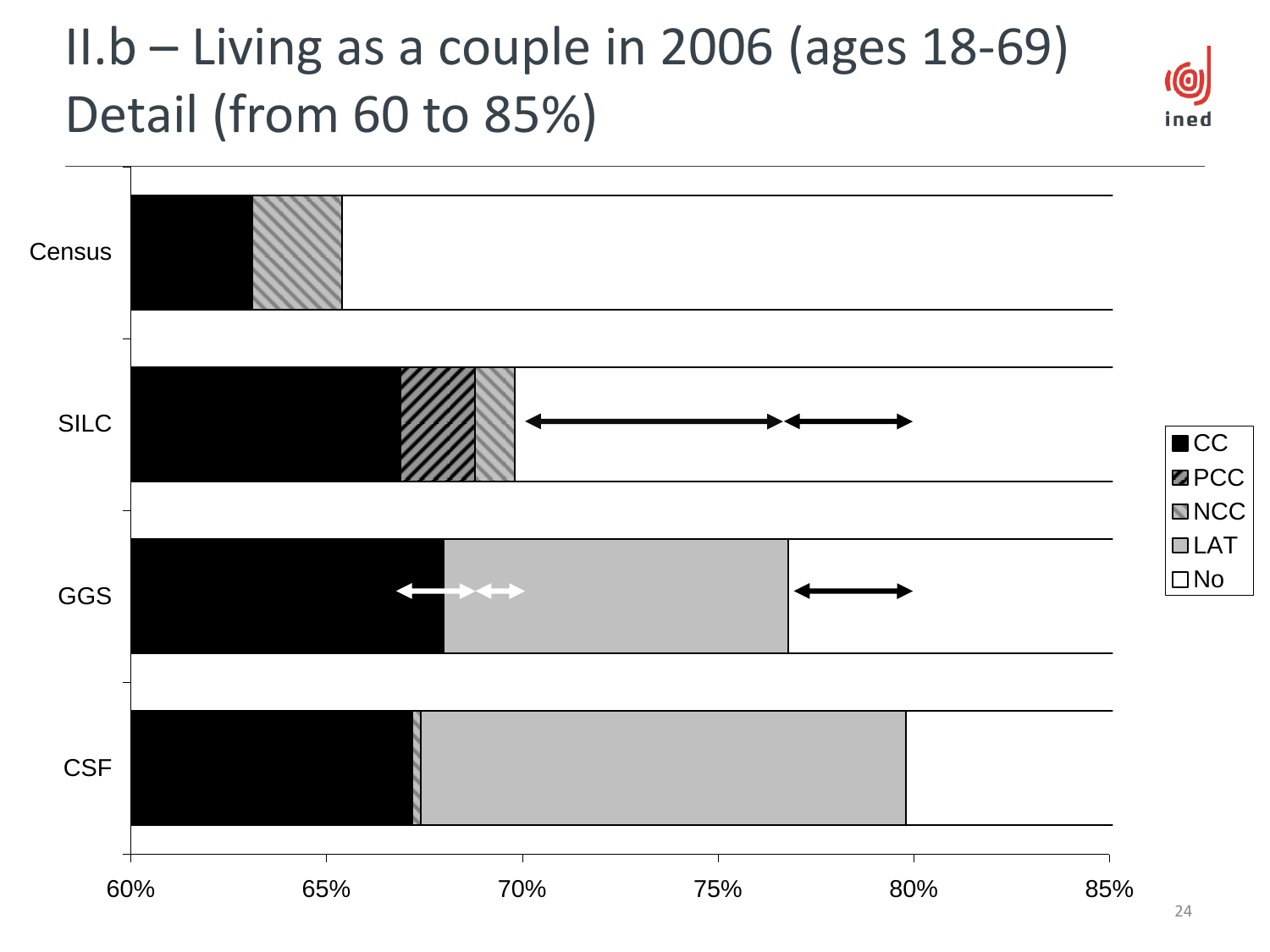# II.b – Living as a couple in 2006 (ages 18-69) Detail (from 60 to 85%)

Census

SILC

GGS

CSF

60% 65% 70% 75% 80% 85%

CC
PCC
NCC
LAT
No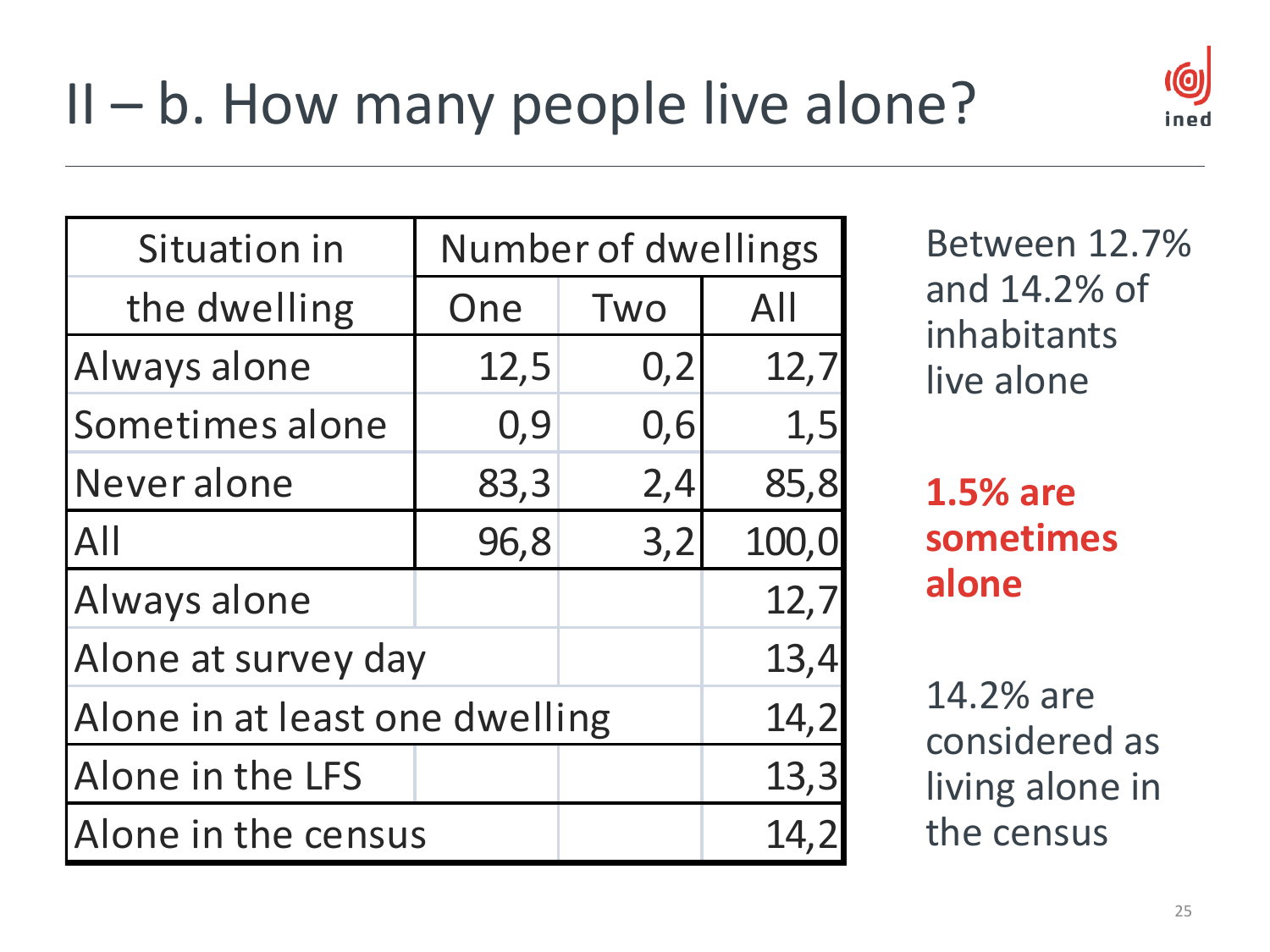# II – b. How many people live alone?

| Situation in the dwelling | Number of dwellings | | |
|---|---|---|---|
| | One | Two | All |
| Always alone | 12,5 | 0,2 | 12,7 |
| Sometimes alone | 0,9 | 0,6 | 1,5 |
| Never alone | 83,3 | 2,4 | 85,8 |
| All | 96,8 | 3,2 | 100,0 |
| Always alone | | | 12,7 |
| Alone at survey day | | | 13,4 |
| Alone in at least one dwelling | | | 14,2 |
| Alone in the LFS | | | 13,3 |
| Alone in the census | | | 14,2 |

Between 12.7% and 14.2% of inhabitants live alone

**1.5% are sometimes alone**

14.2% are considered as living alone in the census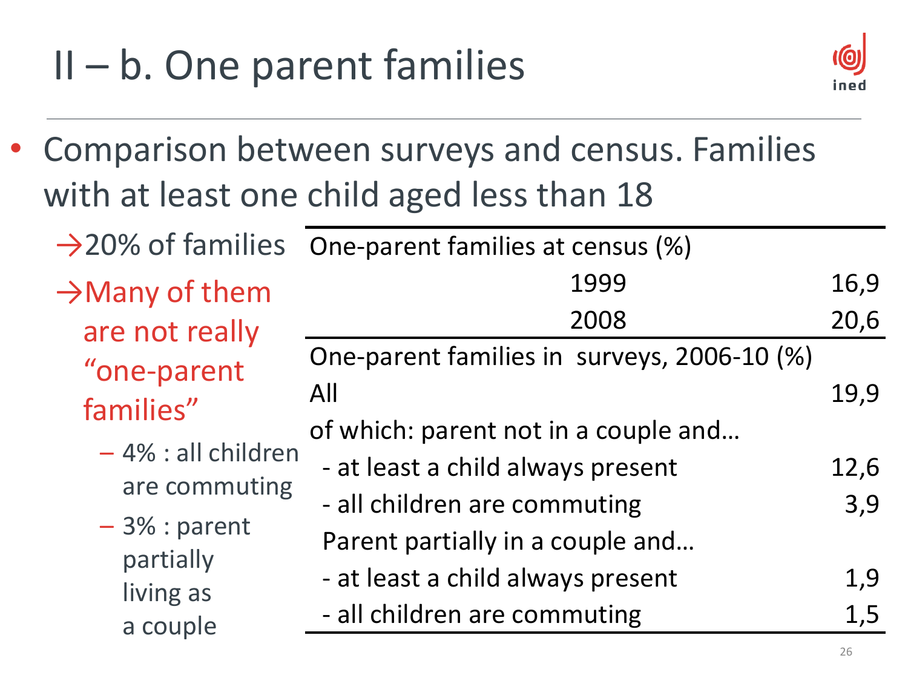# II – b. One parent families

- Comparison between surveys and census. Families with at least one child aged less than 18
  - →20% of families
  - →Many of them are not really "one-parent families"
    - – 4% : all children are commuting
    - – 3% : parent partially living as a couple

| One-parent families at census (%) | |
|---|---|
| 1999 | 16,9 |
| 2008 | 20,6 |
| **One-parent families in surveys, 2006-10 (%)** | |
| All | 19,9 |
| of which: parent not in a couple and… | |
| - at least a child always present | 12,6 |
| - all children are commuting | 3,9 |
| Parent partially in a couple and… | |
| - at least a child always present | 1,9 |
| - all children are commuting | 1,5 |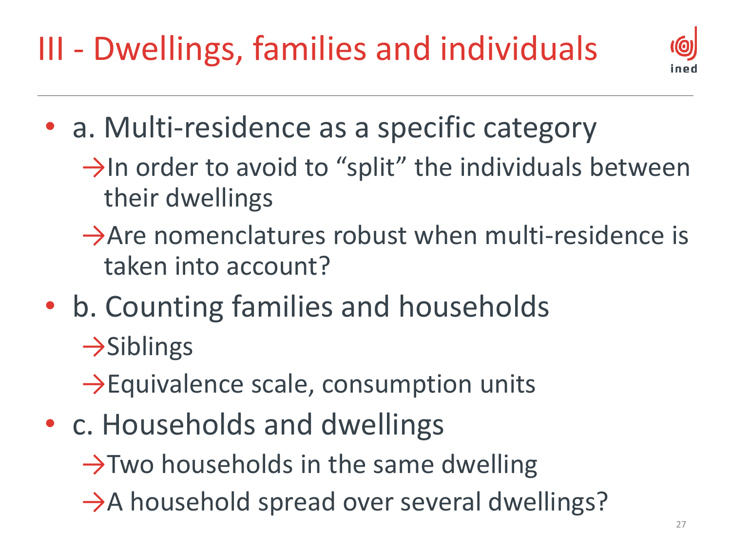# III - Dwellings, families and individuals

- a. Multi-residence as a specific category
  - →In order to avoid to "split" the individuals between their dwellings
  - →Are nomenclatures robust when multi-residence is taken into account?
- b. Counting families and households
  - →Siblings
  - →Equivalence scale, consumption units
- c. Households and dwellings
  - →Two households in the same dwelling
  - →A household spread over several dwellings?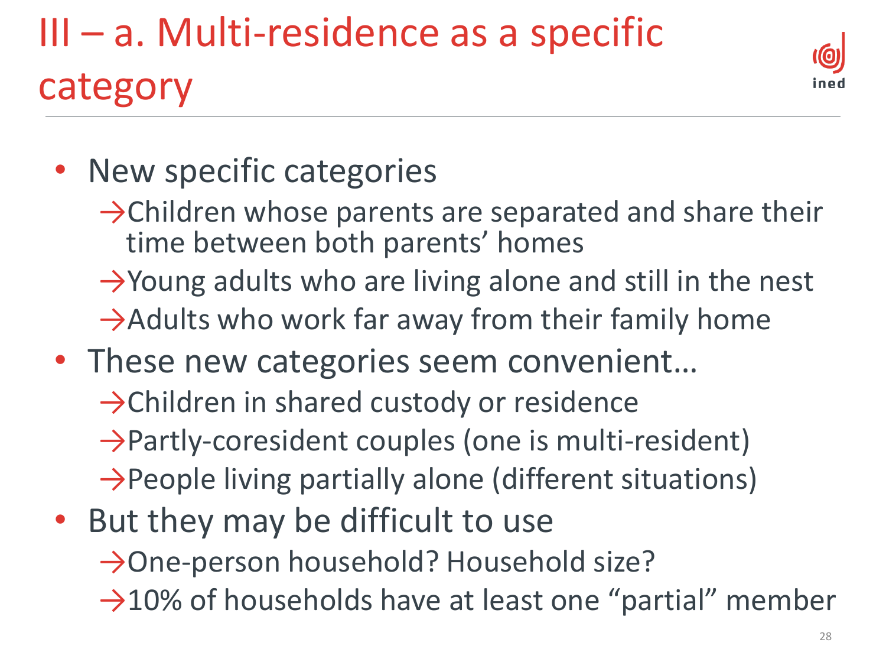# III – a. Multi-residence as a specific category

- New specific categories
  - → Children whose parents are separated and share their time between both parents' homes
  - → Young adults who are living alone and still in the nest
  - → Adults who work far away from their family home
- These new categories seem convenient…
  - → Children in shared custody or residence
  - → Partly-coresident couples (one is multi-resident)
  - → People living partially alone (different situations)
- But they may be difficult to use
  - → One-person household? Household size?
  - → 10% of households have at least one "partial" member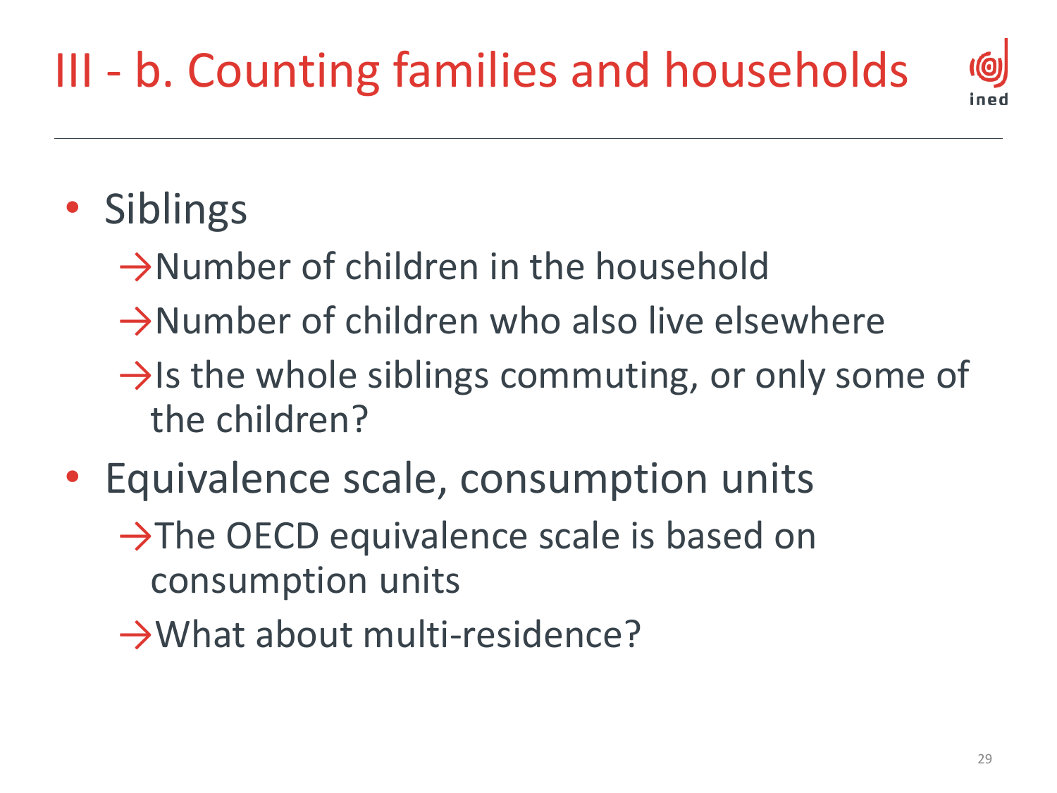# III - b. Counting families and households

- Siblings
  - →Number of children in the household
  - →Number of children who also live elsewhere
  - →Is the whole siblings commuting, or only some of the children?
- Equivalence scale, consumption units
  - →The OECD equivalence scale is based on consumption units
  - →What about multi-residence?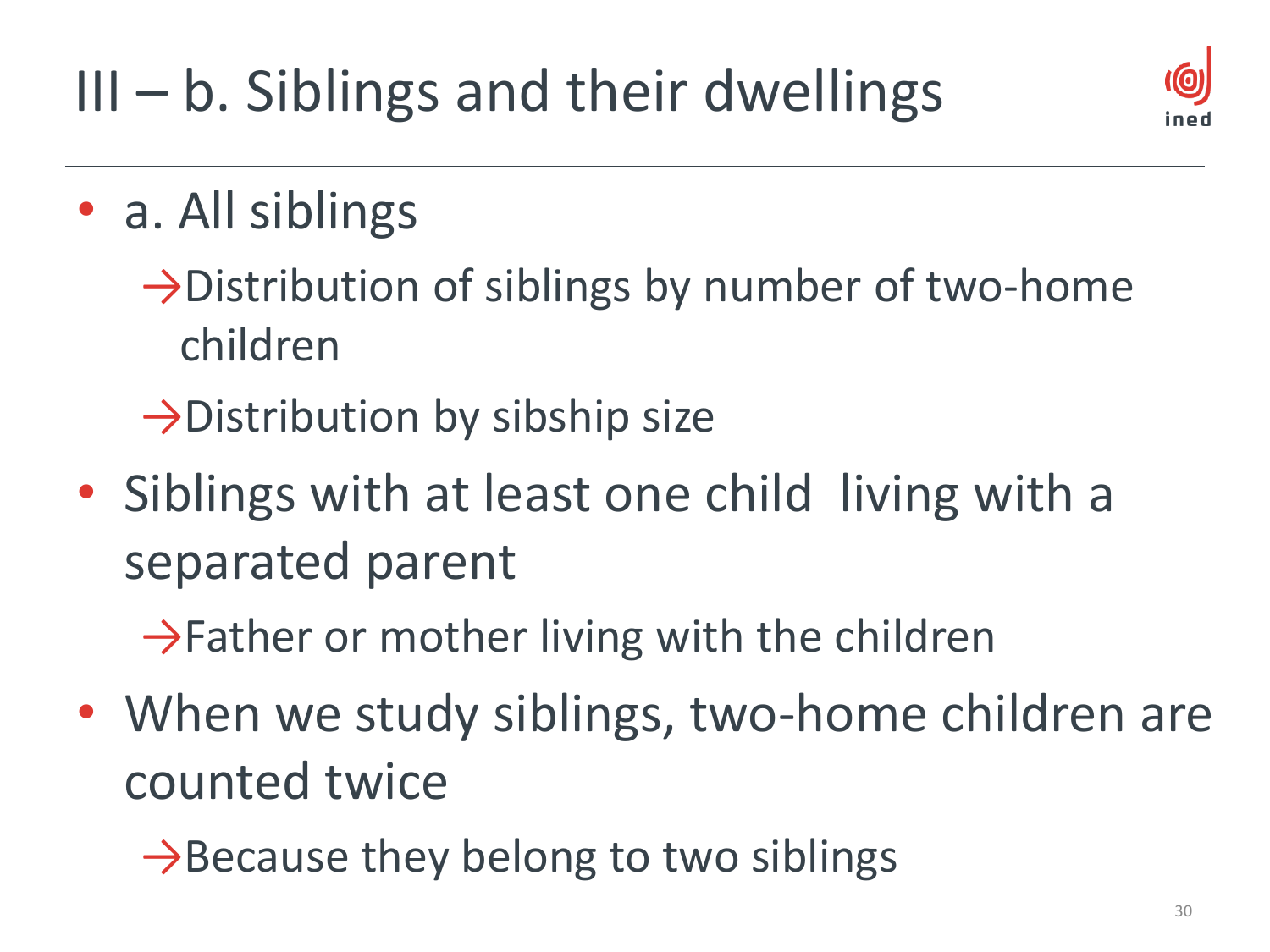# III – b. Siblings and their dwellings

- a. All siblings
  - →Distribution of siblings by number of two-home children
  - →Distribution by sibship size
- Siblings with at least one child living with a separated parent
  - →Father or mother living with the children
- When we study siblings, two-home children are counted twice
  - →Because they belong to two siblings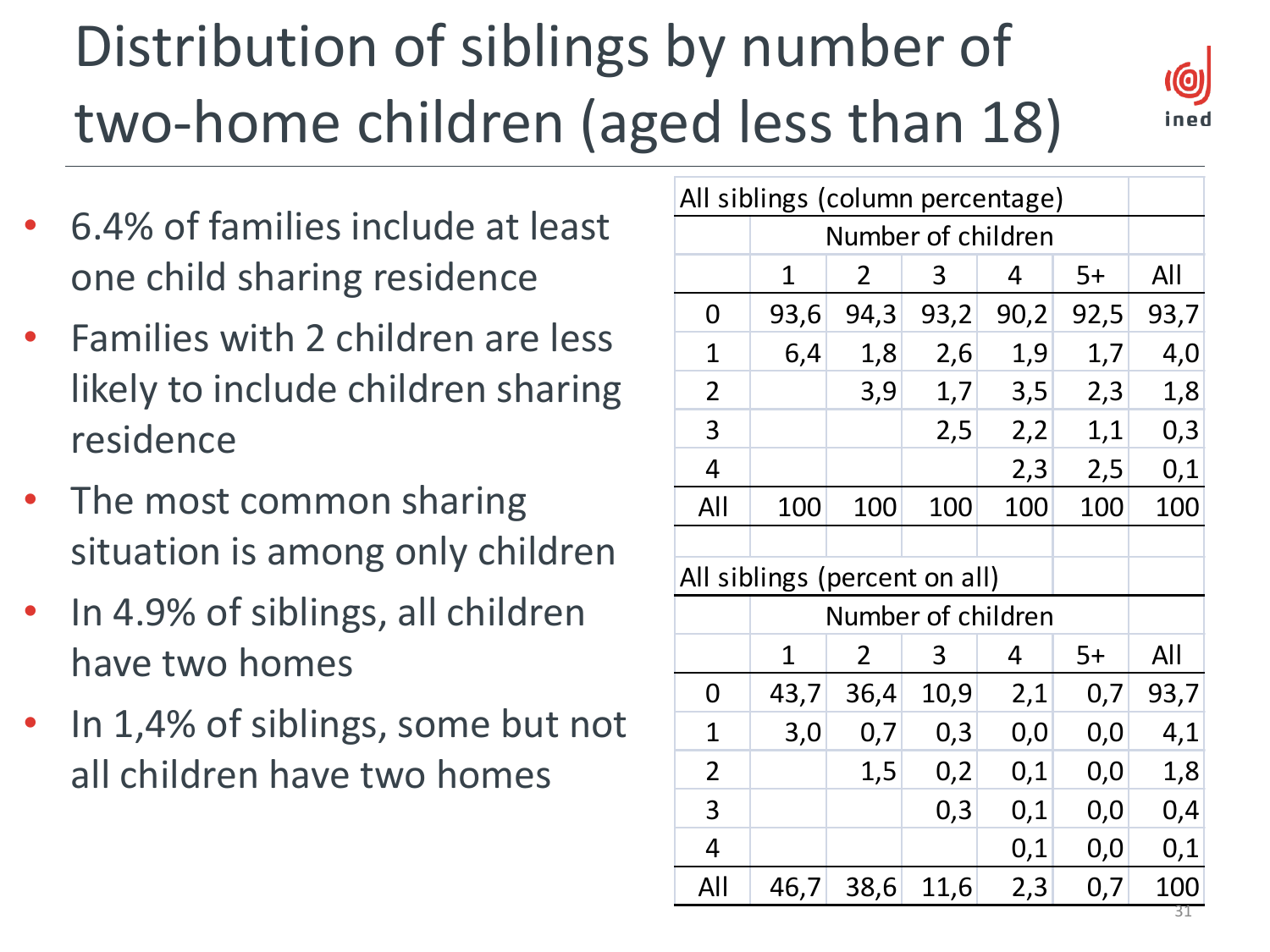# Distribution of siblings by number of two-home children (aged less than 18)

- 6.4% of families include at least one child sharing residence
- Families with 2 children are less likely to include children sharing residence
- The most common sharing situation is among only children
- In 4.9% of siblings, all children have two homes
- In 1,4% of siblings, some but not all children have two homes

| All siblings (column percentage) | | | | | | |
|---|---|---|---|---|---|---|
| | Number of children | | | | | |
| | 1 | 2 | 3 | 4 | 5+ | All |
| 0 | 93,6 | 94,3 | 93,2 | 90,2 | 92,5 | 93,7 |
| 1 | 6,4 | 1,8 | 2,6 | 1,9 | 1,7 | 4,0 |
| 2 | | 3,9 | 1,7 | 3,5 | 2,3 | 1,8 |
| 3 | | | 2,5 | 2,2 | 1,1 | 0,3 |
| 4 | | | | 2,3 | 2,5 | 0,1 |
| All | 100 | 100 | 100 | 100 | 100 | 100 |

| All siblings (percent on all) | | | | | | |
|---|---|---|---|---|---|---|
| | Number of children | | | | | |
| | 1 | 2 | 3 | 4 | 5+ | All |
| 0 | 43,7 | 36,4 | 10,9 | 2,1 | 0,7 | 93,7 |
| 1 | 3,0 | 0,7 | 0,3 | 0,0 | 0,0 | 4,1 |
| 2 | | 1,5 | 0,2 | 0,1 | 0,0 | 1,8 |
| 3 | | | 0,3 | 0,1 | 0,0 | 0,4 |
| 4 | | | | 0,1 | 0,0 | 0,1 |
| All | 46,7 | 38,6 | 11,6 | 2,3 | 0,7 | 100 |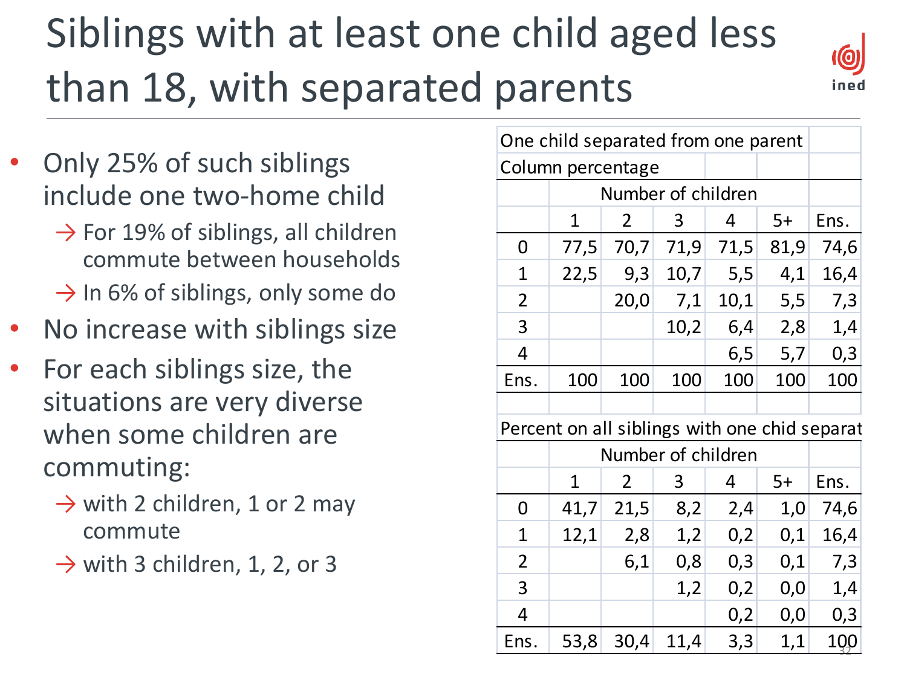# Siblings with at least one child aged less than 18, with separated parents

- Only 25% of such siblings include one two-home child
  - → For 19% of siblings, all children commute between households
  - → In 6% of siblings, only some do
- No increase with siblings size
- For each siblings size, the situations are very diverse when some children are commuting:
  - → with 2 children, 1 or 2 may commute
  - → with 3 children, 1, 2, or 3

One child separated from one parent
Column percentage

| | Number of children | | | | | |
|---|---|---|---|---|---|---|
| | 1 | 2 | 3 | 4 | 5+ | Ens. |
| 0 | 77,5 | 70,7 | 71,9 | 71,5 | 81,9 | 74,6 |
| 1 | 22,5 | 9,3 | 10,7 | 5,5 | 4,1 | 16,4 |
| 2 | | 20,0 | 7,1 | 10,1 | 5,5 | 7,3 |
| 3 | | | 10,2 | 6,4 | 2,8 | 1,4 |
| 4 | | | | 6,5 | 5,7 | 0,3 |
| Ens. | 100 | 100 | 100 | 100 | 100 | 100 |

Percent on all siblings with one chid separat

| | Number of children | | | | | |
|---|---|---|---|---|---|---|
| | 1 | 2 | 3 | 4 | 5+ | Ens. |
| 0 | 41,7 | 21,5 | 8,2 | 2,4 | 1,0 | 74,6 |
| 1 | 12,1 | 2,8 | 1,2 | 0,2 | 0,1 | 16,4 |
| 2 | | 6,1 | 0,8 | 0,3 | 0,1 | 7,3 |
| 3 | | | 1,2 | 0,2 | 0,0 | 1,4 |
| 4 | | | | 0,2 | 0,0 | 0,3 |
| Ens. | 53,8 | 30,4 | 11,4 | 3,3 | 1,1 | 100 |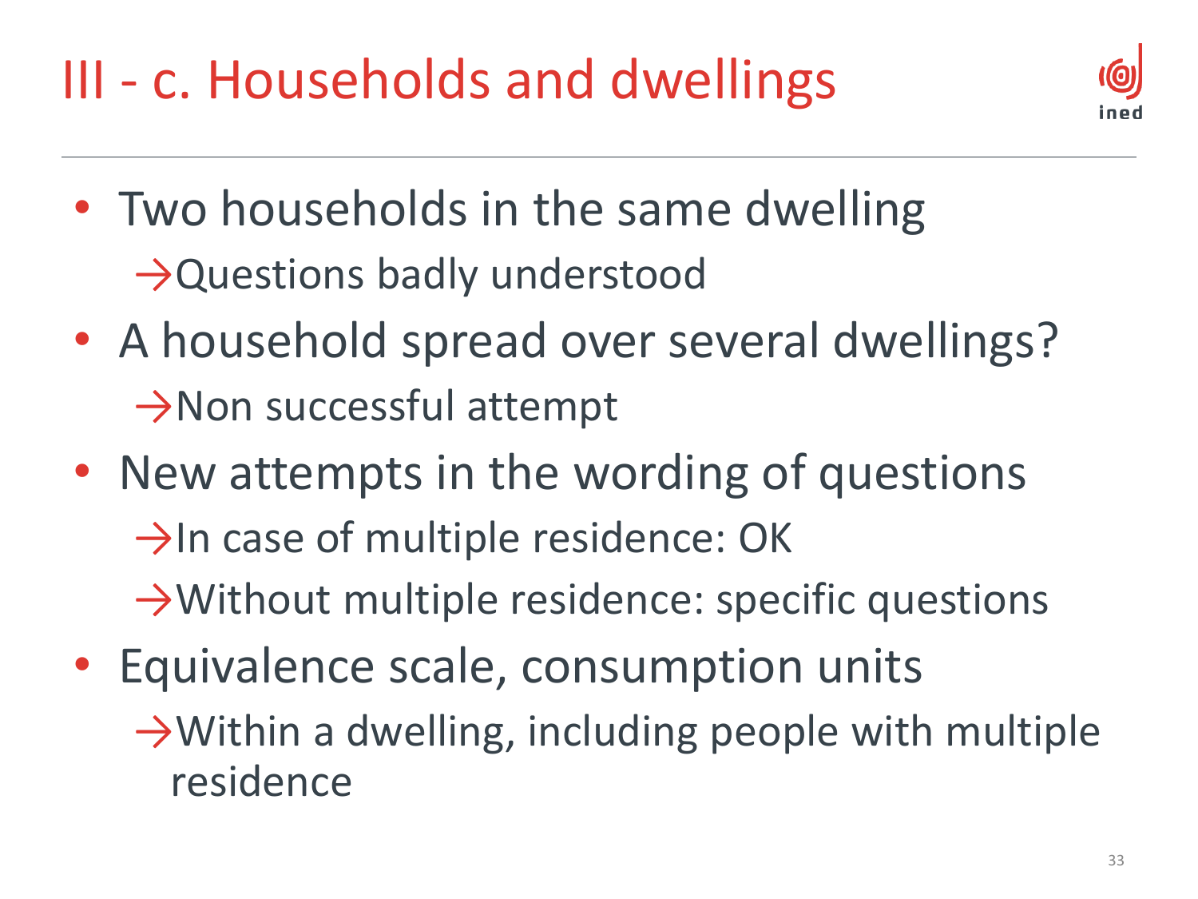# III - c. Households and dwellings

- Two households in the same dwelling
  - →Questions badly understood
- A household spread over several dwellings?
  - →Non successful attempt
- New attempts in the wording of questions
  - →In case of multiple residence: OK
  - →Without multiple residence: specific questions
- Equivalence scale, consumption units
  - →Within a dwelling, including people with multiple residence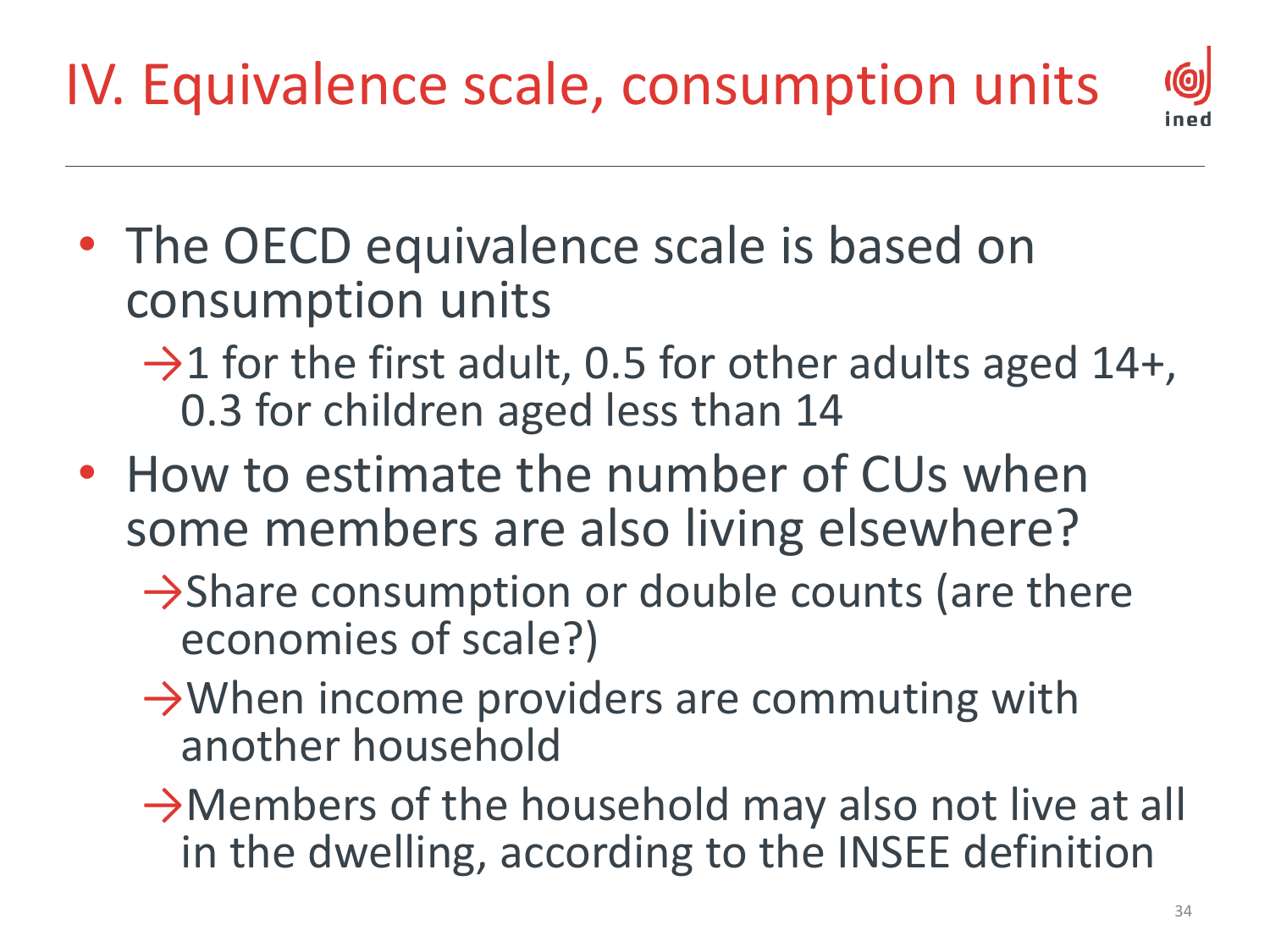# IV. Equivalence scale, consumption units

- The OECD equivalence scale is based on consumption units
  - →1 for the first adult, 0.5 for other adults aged 14+, 0.3 for children aged less than 14
- How to estimate the number of CUs when some members are also living elsewhere?
  - →Share consumption or double counts (are there economies of scale?)
  - →When income providers are commuting with another household
  - →Members of the household may also not live at all in the dwelling, according to the INSEE definition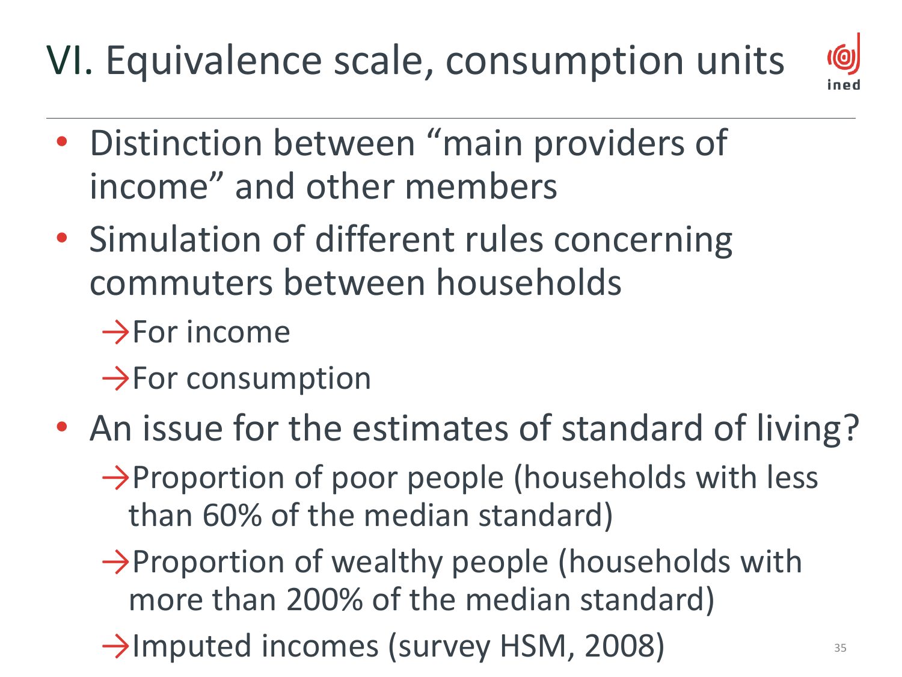# VI. Equivalence scale, consumption units

- Distinction between “main providers of income” and other members
- Simulation of different rules concerning commuters between households
  - →For income
  - →For consumption
- An issue for the estimates of standard of living?
  - →Proportion of poor people (households with less than 60% of the median standard)
  - →Proportion of wealthy people (households with more than 200% of the median standard)
  - →Imputed incomes (survey HSM, 2008)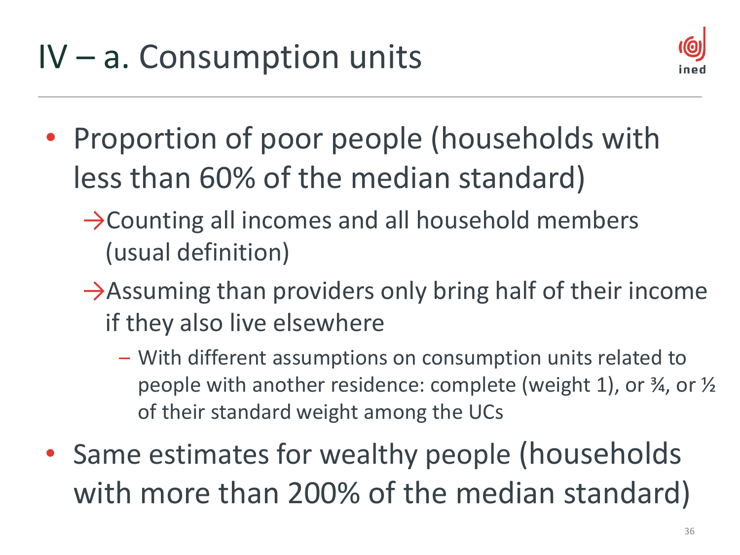# IV – a. Consumption units

- Proportion of poor people (households with less than 60% of the median standard)
  - →Counting all incomes and all household members (usual definition)
  - →Assuming than providers only bring half of their income if they also live elsewhere
    - – With different assumptions on consumption units related to people with another residence: complete (weight 1), or ¾, or ½ of their standard weight among the UCs
- Same estimates for wealthy people (households with more than 200% of the median standard)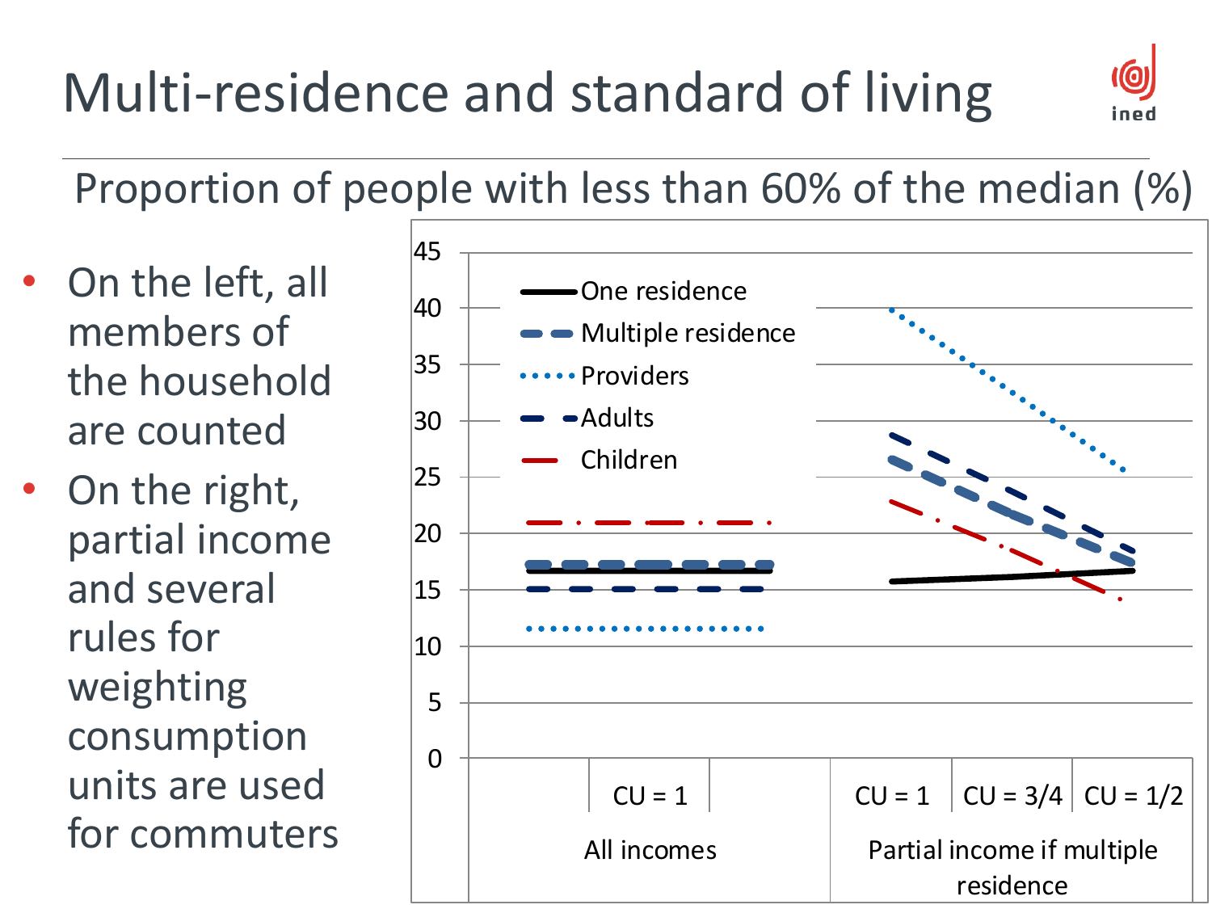# Multi-residence and standard of living

## Proportion of people with less than 60% of the median (%)

- On the left, all members of the household are counted
- On the right, partial income and several rules for weighting consumption units are used for commuters

One residence

Multiple residence

Providers

Adults

Children

45
40
35
30
25
20
15
10
5
0

CU = 1

All incomes

CU = 1 | CU = 3/4 | CU = 1/2

Partial income if multiple residence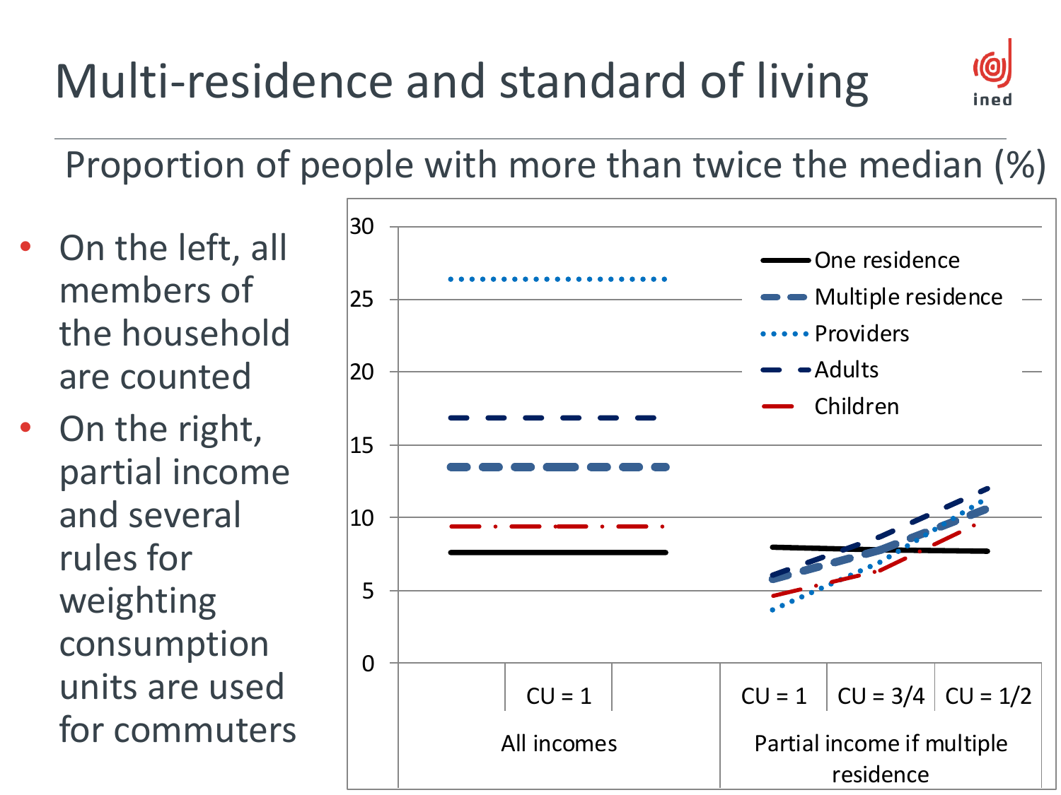# Multi-residence and standard of living

Proportion of people with more than twice the median (%)

- On the left, all members of the household are counted
- On the right, partial income and several rules for weighting consumption units are used for commuters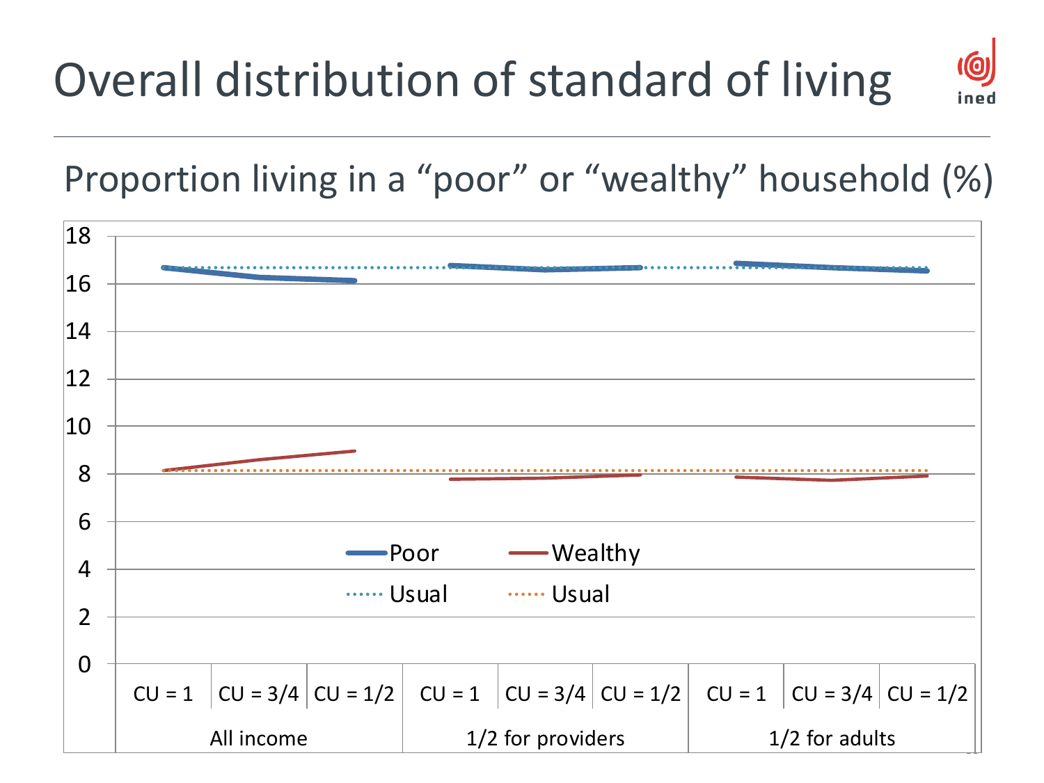# Overall distribution of standard of living

## Proportion living in a "poor" or "wealthy" household (%)

- Poor
- Wealthy
- Usual
- Usual

| | CU = 1 | CU = 3/4 | CU = 1/2 | CU = 1 | CU = 3/4 | CU = 1/2 | CU = 1 | CU = 3/4 | CU = 1/2 |
|---|---|---|---|---|---|---|---|---|---|
| | All income | | | 1/2 for providers | | | 1/2 for adults | | |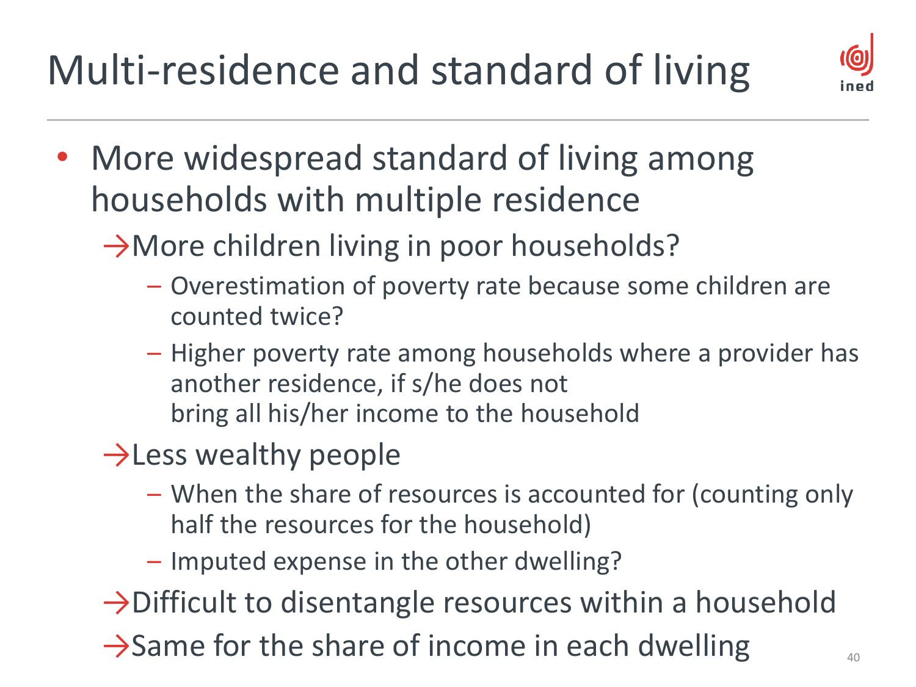# Multi-residence and standard of living

- More widespread standard of living among households with multiple residence
  - →More children living in poor households?
    - Overestimation of poverty rate because some children are counted twice?
    - Higher poverty rate among households where a provider has another residence, if s/he does not bring all his/her income to the household
  - →Less wealthy people
    - When the share of resources is accounted for (counting only half the resources for the household)
    - Imputed expense in the other dwelling?
  - →Difficult to disentangle resources within a household
  - →Same for the share of income in each dwelling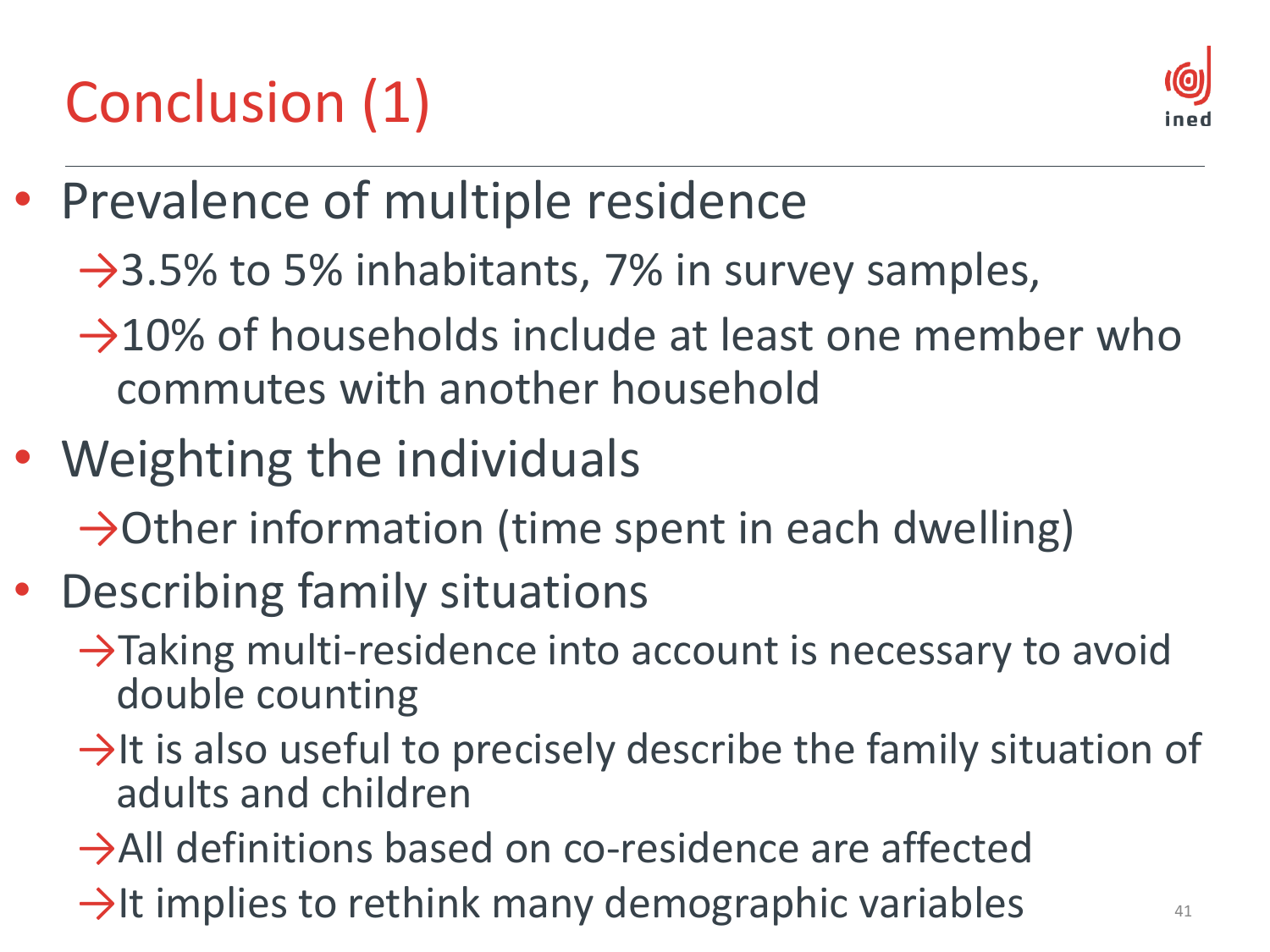# Conclusion (1)

- Prevalence of multiple residence
  - →3.5% to 5% inhabitants, 7% in survey samples,
  - →10% of households include at least one member who commutes with another household
- Weighting the individuals
  - →Other information (time spent in each dwelling)
- Describing family situations
  - →Taking multi-residence into account is necessary to avoid double counting
  - →It is also useful to precisely describe the family situation of adults and children
  - →All definitions based on co-residence are affected
  - →It implies to rethink many demographic variables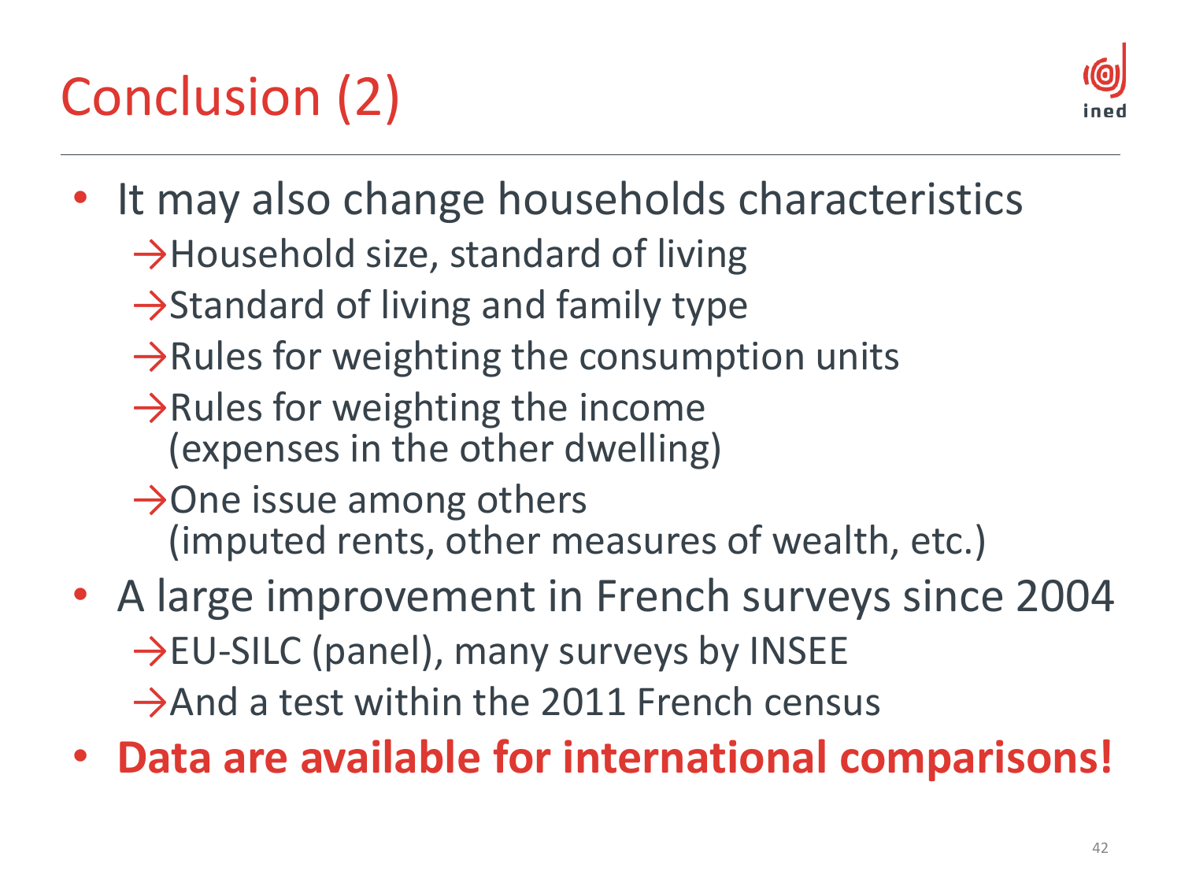# Conclusion (2)

- It may also change households characteristics
  - →Household size, standard of living
  - →Standard of living and family type
  - →Rules for weighting the consumption units
  - →Rules for weighting the income (expenses in the other dwelling)
  - →One issue among others (imputed rents, other measures of wealth, etc.)
- A large improvement in French surveys since 2004
  - →EU-SILC (panel), many surveys by INSEE
  - →And a test within the 2011 French census
- **Data are available for international comparisons!**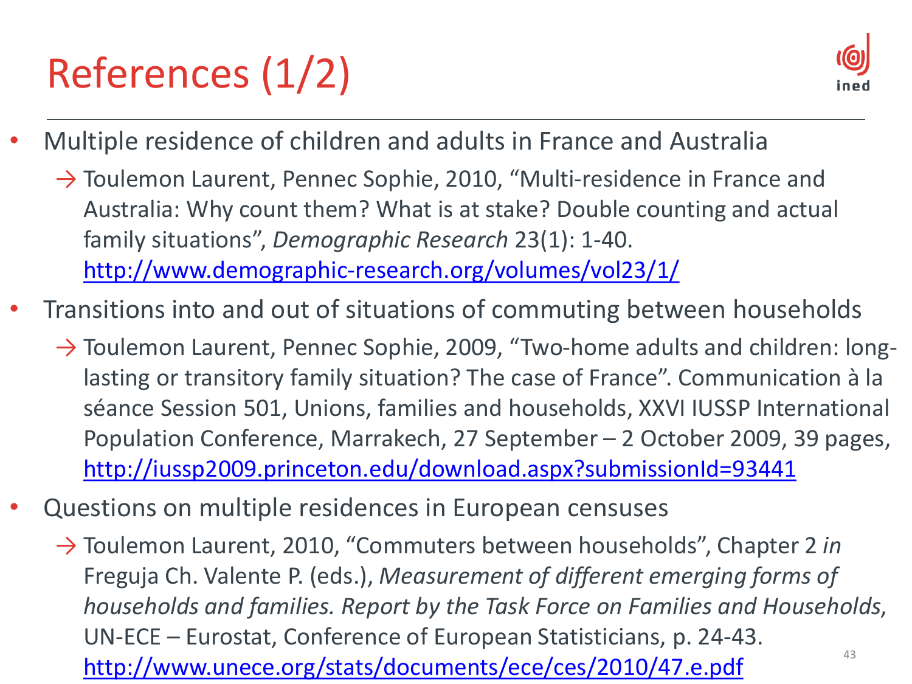# References (1/2)

- Multiple residence of children and adults in France and Australia
  - → Toulemon Laurent, Pennec Sophie, 2010, "Multi-residence in France and Australia: Why count them? What is at stake? Double counting and actual family situations", *Demographic Research* 23(1): 1-40. http://www.demographic-research.org/volumes/vol23/1/
- Transitions into and out of situations of commuting between households
  - → Toulemon Laurent, Pennec Sophie, 2009, "Two-home adults and children: long-lasting or transitory family situation? The case of France". Communication à la séance Session 501, Unions, families and households, XXVI IUSSP International Population Conference, Marrakech, 27 September – 2 October 2009, 39 pages, http://iussp2009.princeton.edu/download.aspx?submissionId=93441
- Questions on multiple residences in European censuses
  - → Toulemon Laurent, 2010, "Commuters between households", Chapter 2 *in* Freguja Ch. Valente P. (eds.), *Measurement of different emerging forms of households and families. Report by the Task Force on Families and Households*, UN-ECE – Eurostat, Conference of European Statisticians, p. 24-43. http://www.unece.org/stats/documents/ece/ces/2010/47.e.pdf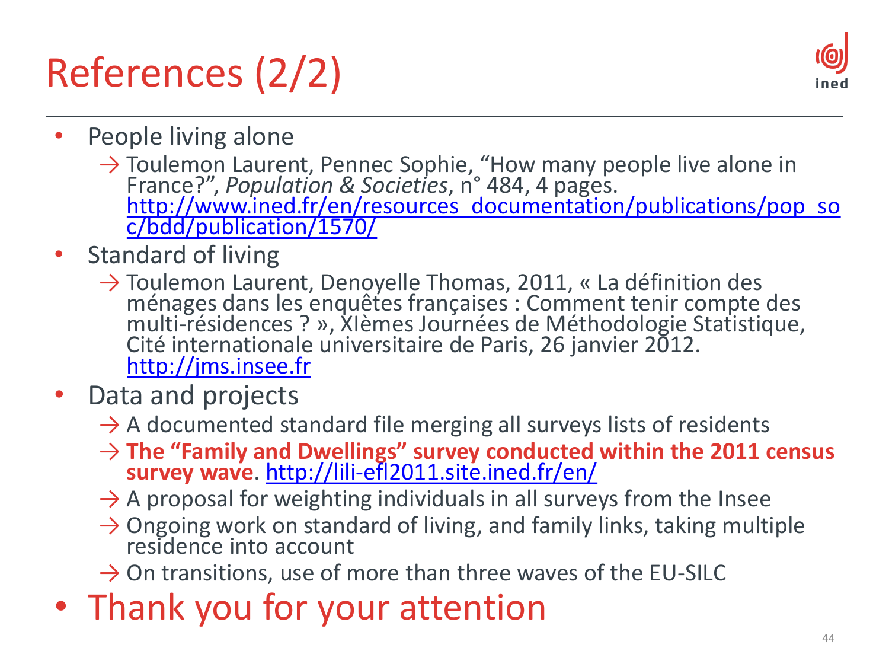# References (2/2)

- People living alone
  - → Toulemon Laurent, Pennec Sophie, "How many people live alone in France?", *Population & Societies*, n° 484, 4 pages. http://www.ined.fr/en/resources_documentation/publications/pop_soc/bdd/publication/1570/
- Standard of living
  - → Toulemon Laurent, Denoyelle Thomas, 2011, « La définition des ménages dans les enquêtes françaises : Comment tenir compte des multi-résidences ? », XIèmes Journées de Méthodologie Statistique, Cité internationale universitaire de Paris, 26 janvier 2012. http://jms.insee.fr
- Data and projects
  - → A documented standard file merging all surveys lists of residents
  - → **The "Family and Dwellings" survey conducted within the 2011 census survey wave**. http://lili-efl2011.site.ined.fr/en/
  - → A proposal for weighting individuals in all surveys from the Insee
  - → Ongoing work on standard of living, and family links, taking multiple residence into account
  - → On transitions, use of more than three waves of the EU-SILC
- Thank you for your attention